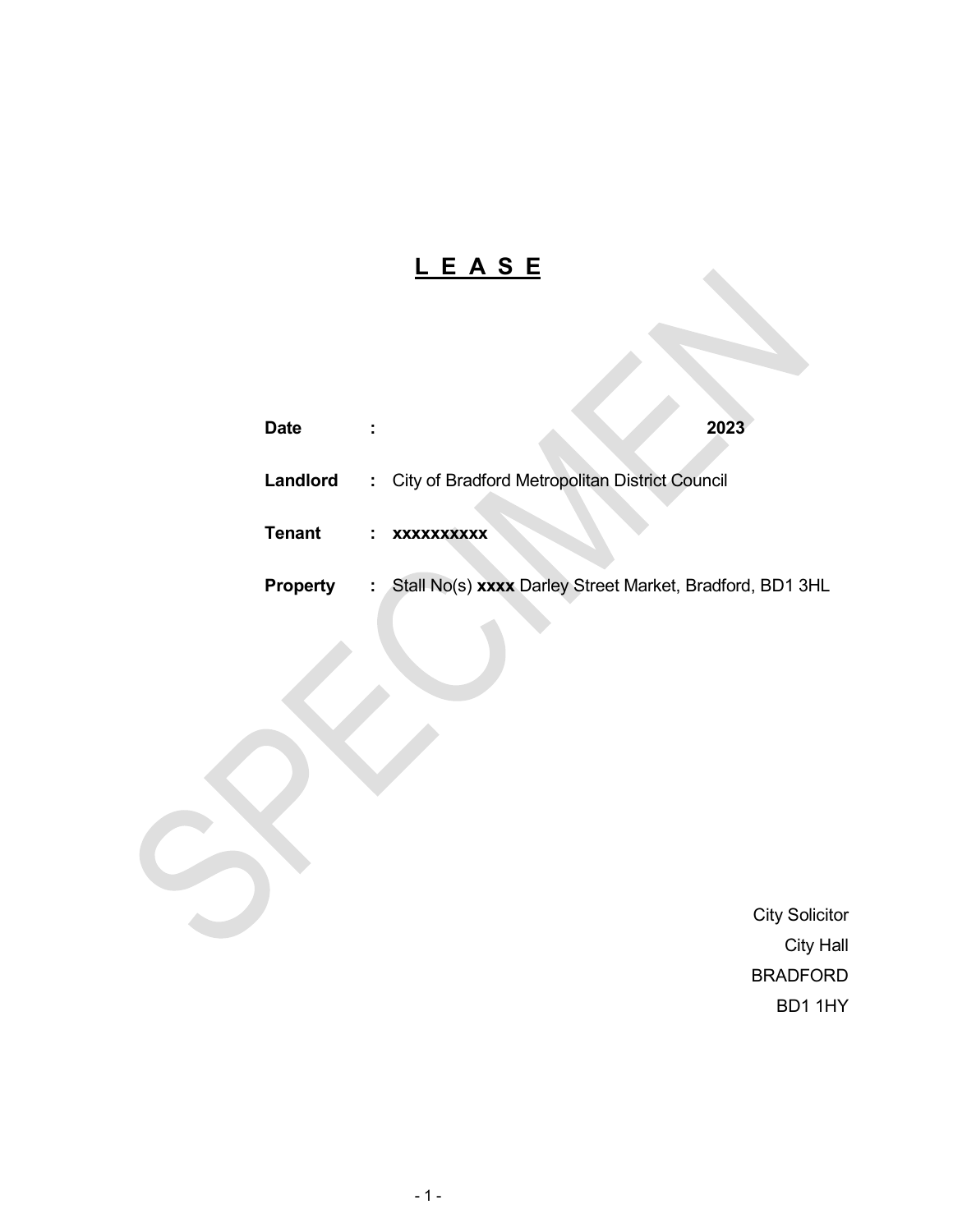# <u>L E A S E</u>

| | | |
|---|---|---|
| **Date** | **:** | **2023** |
| **Landlord** | **:** | City of Bradford Metropolitan District Council |
| **Tenant** | **:** | **xxxxxxxxxx** |
| **Property** | **:** | Stall No(s) **xxxx** Darley Street Market, Bradford, BD1 3HL |

SPECIMEN

City Solicitor
City Hall
BRADFORD
BD1 1HY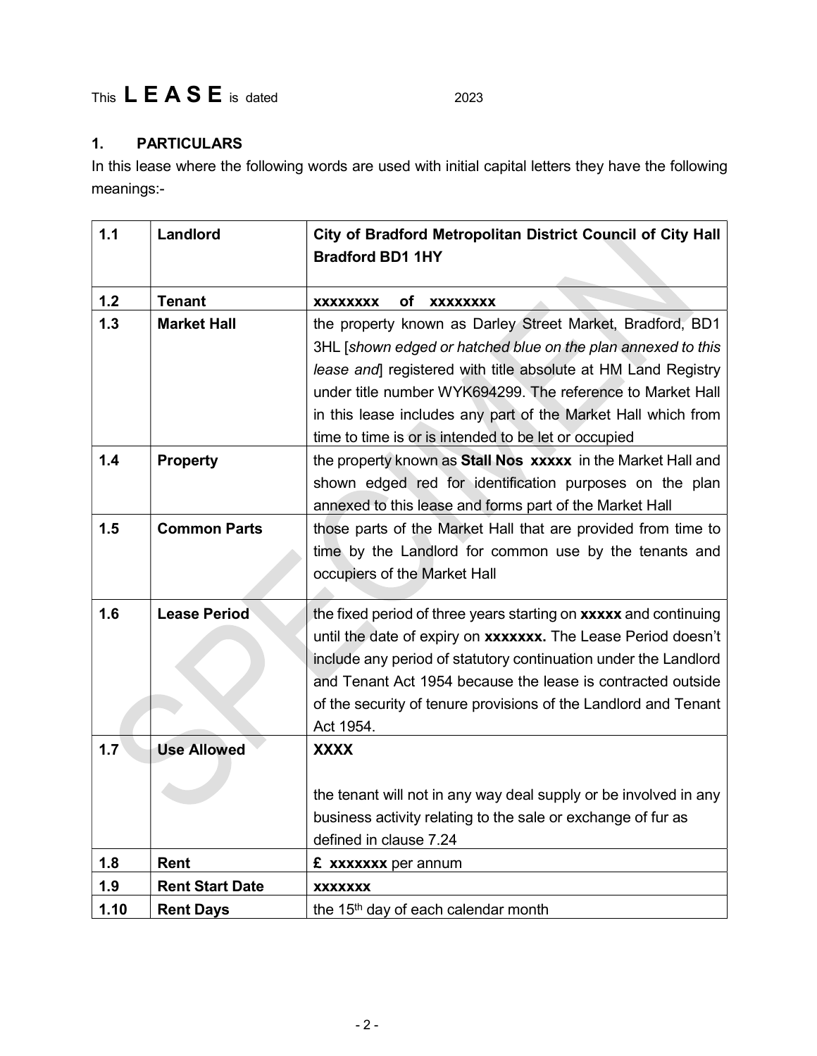This **L E A S E** is dated 2023

## 1. PARTICULARS

In this lease where the following words are used with initial capital letters they have the following meanings:-

| | | |
|---|---|---|
| 1.1 | **Landlord** | **City of Bradford Metropolitan District Council of City Hall Bradford BD1 1HY** |
| 1.2 | **Tenant** | **xxxxxxxx of xxxxxxxx** |
| 1.3 | **Market Hall** | the property known as Darley Street Market, Bradford, BD1 3HL [*shown edged or hatched blue on the plan annexed to this lease and*] registered with title absolute at HM Land Registry under title number WYK694299. The reference to Market Hall in this lease includes any part of the Market Hall which from time to time is or is intended to be let or occupied |
| 1.4 | **Property** | the property known as **Stall Nos xxxxx** in the Market Hall and shown edged red for identification purposes on the plan annexed to this lease and forms part of the Market Hall |
| 1.5 | **Common Parts** | those parts of the Market Hall that are provided from time to time by the Landlord for common use by the tenants and occupiers of the Market Hall |
| 1.6 | **Lease Period** | the fixed period of three years starting on **xxxxx** and continuing until the date of expiry on **xxxxxxx.** The Lease Period doesn't include any period of statutory continuation under the Landlord and Tenant Act 1954 because the lease is contracted outside of the security of tenure provisions of the Landlord and Tenant Act 1954. |
| 1.7 | **Use Allowed** | **XXXX**<br><br>the tenant will not in any way deal supply or be involved in any business activity relating to the sale or exchange of fur as defined in clause 7.24 |
| 1.8 | **Rent** | **£ xxxxxxx** per annum |
| 1.9 | **Rent Start Date** | **xxxxxxx** |
| 1.10 | **Rent Days** | the 15th day of each calendar month |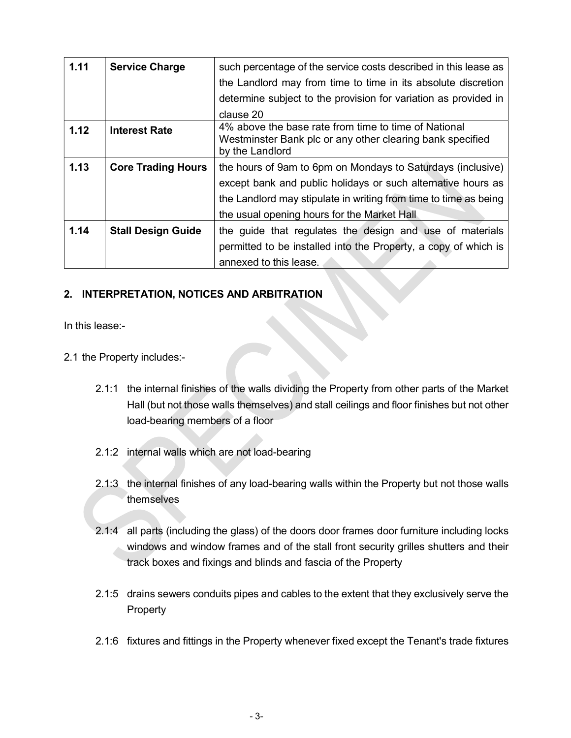| | | |
|---|---|---|
| **1.11** | **Service Charge** | such percentage of the service costs described in this lease as the Landlord may from time to time in its absolute discretion determine subject to the provision for variation as provided in clause 20 |
| **1.12** | **Interest Rate** | 4% above the base rate from time to time of National Westminster Bank plc or any other clearing bank specified by the Landlord |
| **1.13** | **Core Trading Hours** | the hours of 9am to 6pm on Mondays to Saturdays (inclusive) except bank and public holidays or such alternative hours as the Landlord may stipulate in writing from time to time as being the usual opening hours for the Market Hall |
| **1.14** | **Stall Design Guide** | the guide that regulates the design and use of materials permitted to be installed into the Property, a copy of which is annexed to this lease. |

## 2. INTERPRETATION, NOTICES AND ARBITRATION

In this lease:-

2.1 the Property includes:-

2.1:1 the internal finishes of the walls dividing the Property from other parts of the Market Hall (but not those walls themselves) and stall ceilings and floor finishes but not other load-bearing members of a floor

2.1:2 internal walls which are not load-bearing

2.1:3 the internal finishes of any load-bearing walls within the Property but not those walls themselves

2.1:4 all parts (including the glass) of the doors door frames door furniture including locks windows and window frames and of the stall front security grilles shutters and their track boxes and fixings and blinds and fascia of the Property

2.1:5 drains sewers conduits pipes and cables to the extent that they exclusively serve the Property

2.1:6 fixtures and fittings in the Property whenever fixed except the Tenant's trade fixtures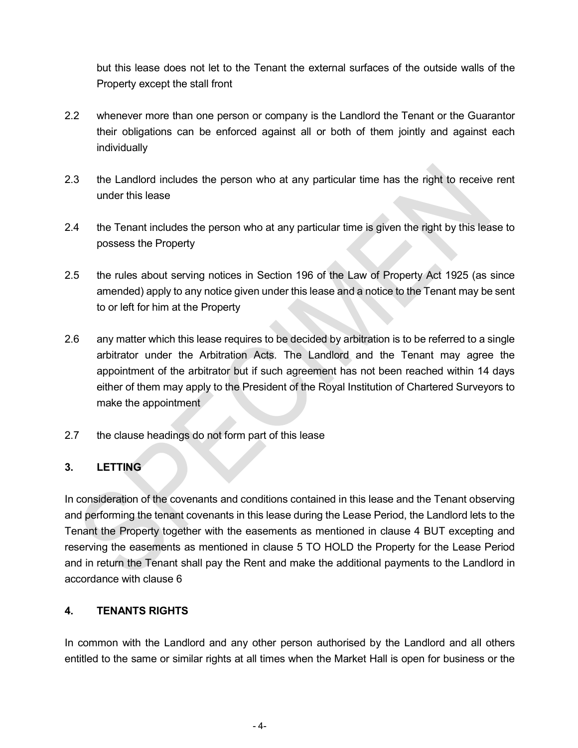but this lease does not let to the Tenant the external surfaces of the outside walls of the Property except the stall front

2.2 whenever more than one person or company is the Landlord the Tenant or the Guarantor their obligations can be enforced against all or both of them jointly and against each individually

2.3 the Landlord includes the person who at any particular time has the right to receive rent under this lease

2.4 the Tenant includes the person who at any particular time is given the right by this lease to possess the Property

2.5 the rules about serving notices in Section 196 of the Law of Property Act 1925 (as since amended) apply to any notice given under this lease and a notice to the Tenant may be sent to or left for him at the Property

2.6 any matter which this lease requires to be decided by arbitration is to be referred to a single arbitrator under the Arbitration Acts. The Landlord and the Tenant may agree the appointment of the arbitrator but if such agreement has not been reached within 14 days either of them may apply to the President of the Royal Institution of Chartered Surveyors to make the appointment

2.7 the clause headings do not form part of this lease

## 3. LETTING

In consideration of the covenants and conditions contained in this lease and the Tenant observing and performing the tenant covenants in this lease during the Lease Period, the Landlord lets to the Tenant the Property together with the easements as mentioned in clause 4 BUT excepting and reserving the easements as mentioned in clause 5 TO HOLD the Property for the Lease Period and in return the Tenant shall pay the Rent and make the additional payments to the Landlord in accordance with clause 6

## 4. TENANTS RIGHTS

In common with the Landlord and any other person authorised by the Landlord and all others entitled to the same or similar rights at all times when the Market Hall is open for business or the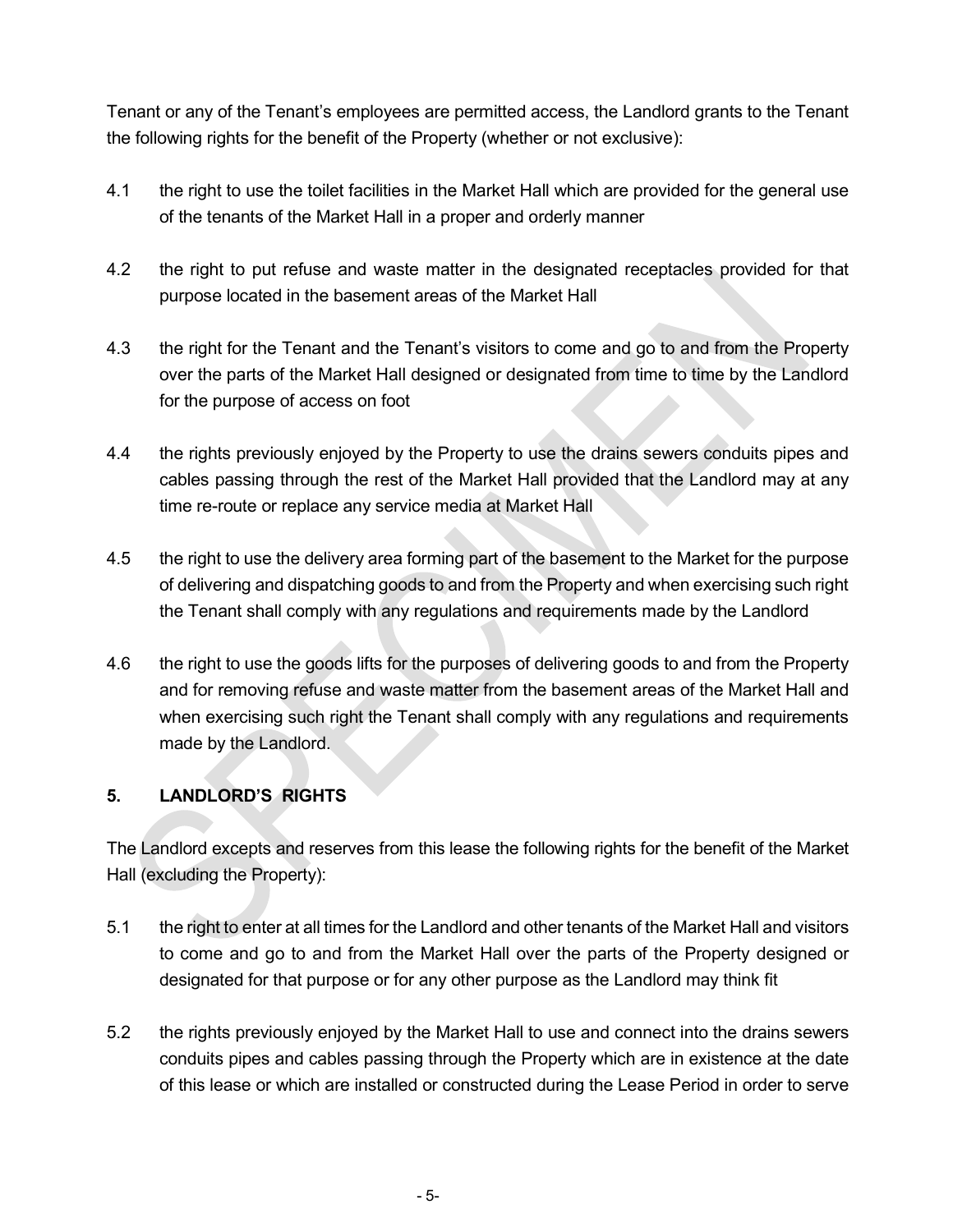Tenant or any of the Tenant's employees are permitted access, the Landlord grants to the Tenant the following rights for the benefit of the Property (whether or not exclusive):

4.1 the right to use the toilet facilities in the Market Hall which are provided for the general use of the tenants of the Market Hall in a proper and orderly manner

4.2 the right to put refuse and waste matter in the designated receptacles provided for that purpose located in the basement areas of the Market Hall

4.3 the right for the Tenant and the Tenant's visitors to come and go to and from the Property over the parts of the Market Hall designed or designated from time to time by the Landlord for the purpose of access on foot

4.4 the rights previously enjoyed by the Property to use the drains sewers conduits pipes and cables passing through the rest of the Market Hall provided that the Landlord may at any time re-route or replace any service media at Market Hall

4.5 the right to use the delivery area forming part of the basement to the Market for the purpose of delivering and dispatching goods to and from the Property and when exercising such right the Tenant shall comply with any regulations and requirements made by the Landlord

4.6 the right to use the goods lifts for the purposes of delivering goods to and from the Property and for removing refuse and waste matter from the basement areas of the Market Hall and when exercising such right the Tenant shall comply with any regulations and requirements made by the Landlord.

## 5. LANDLORD'S RIGHTS

The Landlord excepts and reserves from this lease the following rights for the benefit of the Market Hall (excluding the Property):

5.1 the right to enter at all times for the Landlord and other tenants of the Market Hall and visitors to come and go to and from the Market Hall over the parts of the Property designed or designated for that purpose or for any other purpose as the Landlord may think fit

5.2 the rights previously enjoyed by the Market Hall to use and connect into the drains sewers conduits pipes and cables passing through the Property which are in existence at the date of this lease or which are installed or constructed during the Lease Period in order to serve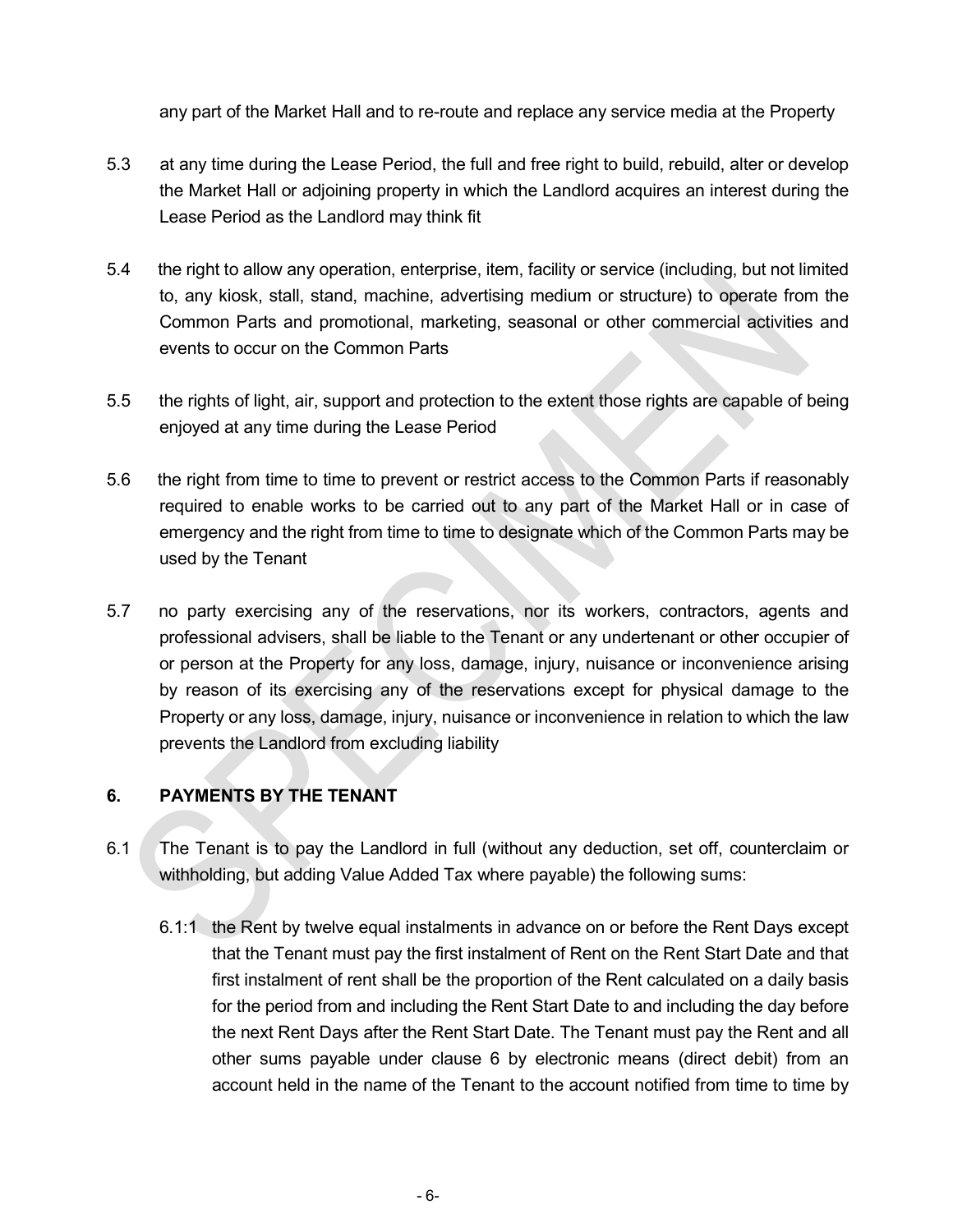any part of the Market Hall and to re-route and replace any service media at the Property

5.3 at any time during the Lease Period, the full and free right to build, rebuild, alter or develop the Market Hall or adjoining property in which the Landlord acquires an interest during the Lease Period as the Landlord may think fit

5.4 the right to allow any operation, enterprise, item, facility or service (including, but not limited to, any kiosk, stall, stand, machine, advertising medium or structure) to operate from the Common Parts and promotional, marketing, seasonal or other commercial activities and events to occur on the Common Parts

5.5 the rights of light, air, support and protection to the extent those rights are capable of being enjoyed at any time during the Lease Period

5.6 the right from time to time to prevent or restrict access to the Common Parts if reasonably required to enable works to be carried out to any part of the Market Hall or in case of emergency and the right from time to time to designate which of the Common Parts may be used by the Tenant

5.7 no party exercising any of the reservations, nor its workers, contractors, agents and professional advisers, shall be liable to the Tenant or any undertenant or other occupier of or person at the Property for any loss, damage, injury, nuisance or inconvenience arising by reason of its exercising any of the reservations except for physical damage to the Property or any loss, damage, injury, nuisance or inconvenience in relation to which the law prevents the Landlord from excluding liability

## 6. PAYMENTS BY THE TENANT

6.1 The Tenant is to pay the Landlord in full (without any deduction, set off, counterclaim or withholding, but adding Value Added Tax where payable) the following sums:

6.1:1 the Rent by twelve equal instalments in advance on or before the Rent Days except that the Tenant must pay the first instalment of Rent on the Rent Start Date and that first instalment of rent shall be the proportion of the Rent calculated on a daily basis for the period from and including the Rent Start Date to and including the day before the next Rent Days after the Rent Start Date. The Tenant must pay the Rent and all other sums payable under clause 6 by electronic means (direct debit) from an account held in the name of the Tenant to the account notified from time to time by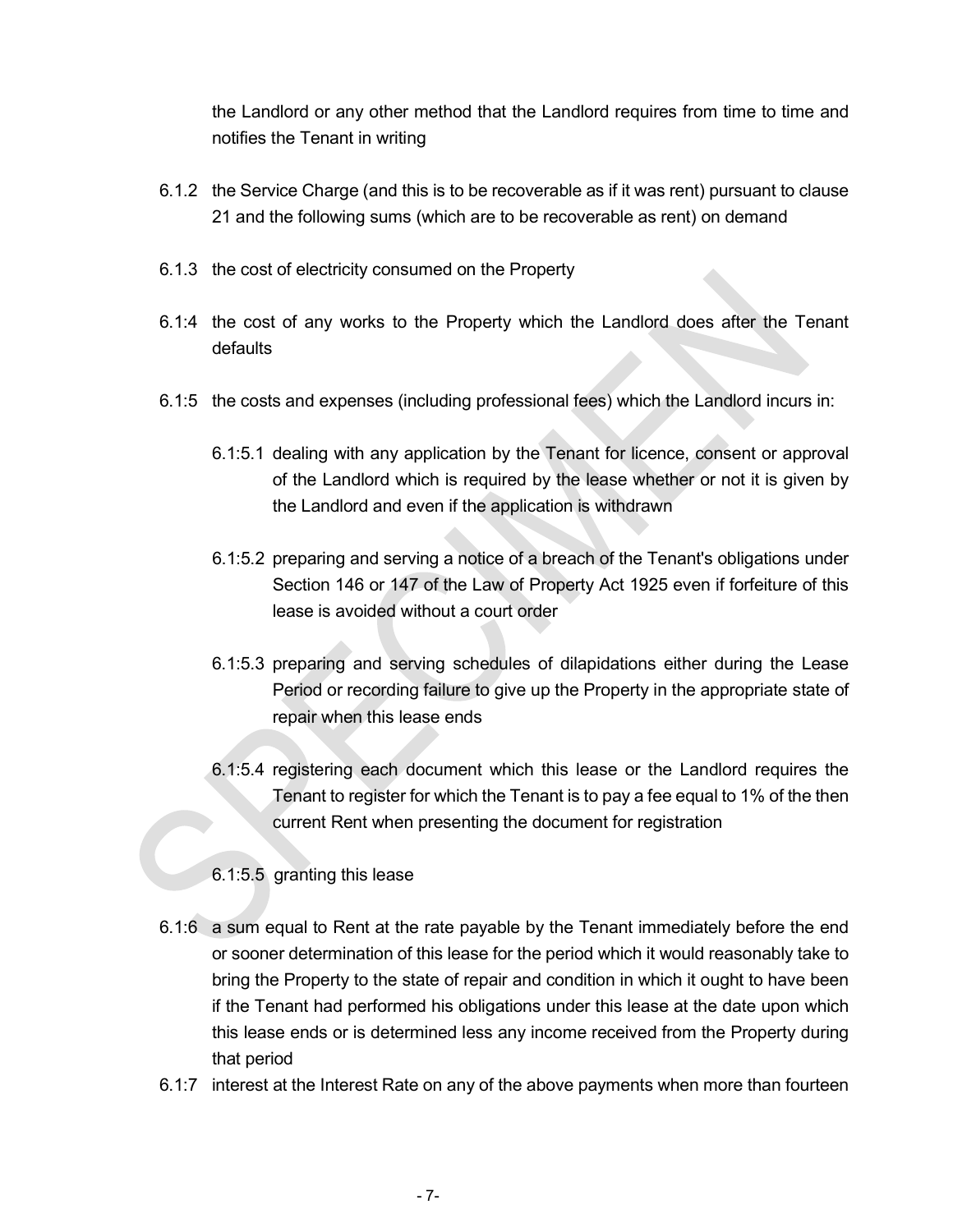the Landlord or any other method that the Landlord requires from time to time and notifies the Tenant in writing

6.1.2 the Service Charge (and this is to be recoverable as if it was rent) pursuant to clause 21 and the following sums (which are to be recoverable as rent) on demand

6.1.3 the cost of electricity consumed on the Property

6.1:4 the cost of any works to the Property which the Landlord does after the Tenant defaults

6.1:5 the costs and expenses (including professional fees) which the Landlord incurs in:

6.1:5.1 dealing with any application by the Tenant for licence, consent or approval of the Landlord which is required by the lease whether or not it is given by the Landlord and even if the application is withdrawn

6.1:5.2 preparing and serving a notice of a breach of the Tenant's obligations under Section 146 or 147 of the Law of Property Act 1925 even if forfeiture of this lease is avoided without a court order

6.1:5.3 preparing and serving schedules of dilapidations either during the Lease Period or recording failure to give up the Property in the appropriate state of repair when this lease ends

6.1:5.4 registering each document which this lease or the Landlord requires the Tenant to register for which the Tenant is to pay a fee equal to 1% of the then current Rent when presenting the document for registration

6.1:5.5 granting this lease

6.1:6 a sum equal to Rent at the rate payable by the Tenant immediately before the end or sooner determination of this lease for the period which it would reasonably take to bring the Property to the state of repair and condition in which it ought to have been if the Tenant had performed his obligations under this lease at the date upon which this lease ends or is determined less any income received from the Property during that period

6.1:7 interest at the Interest Rate on any of the above payments when more than fourteen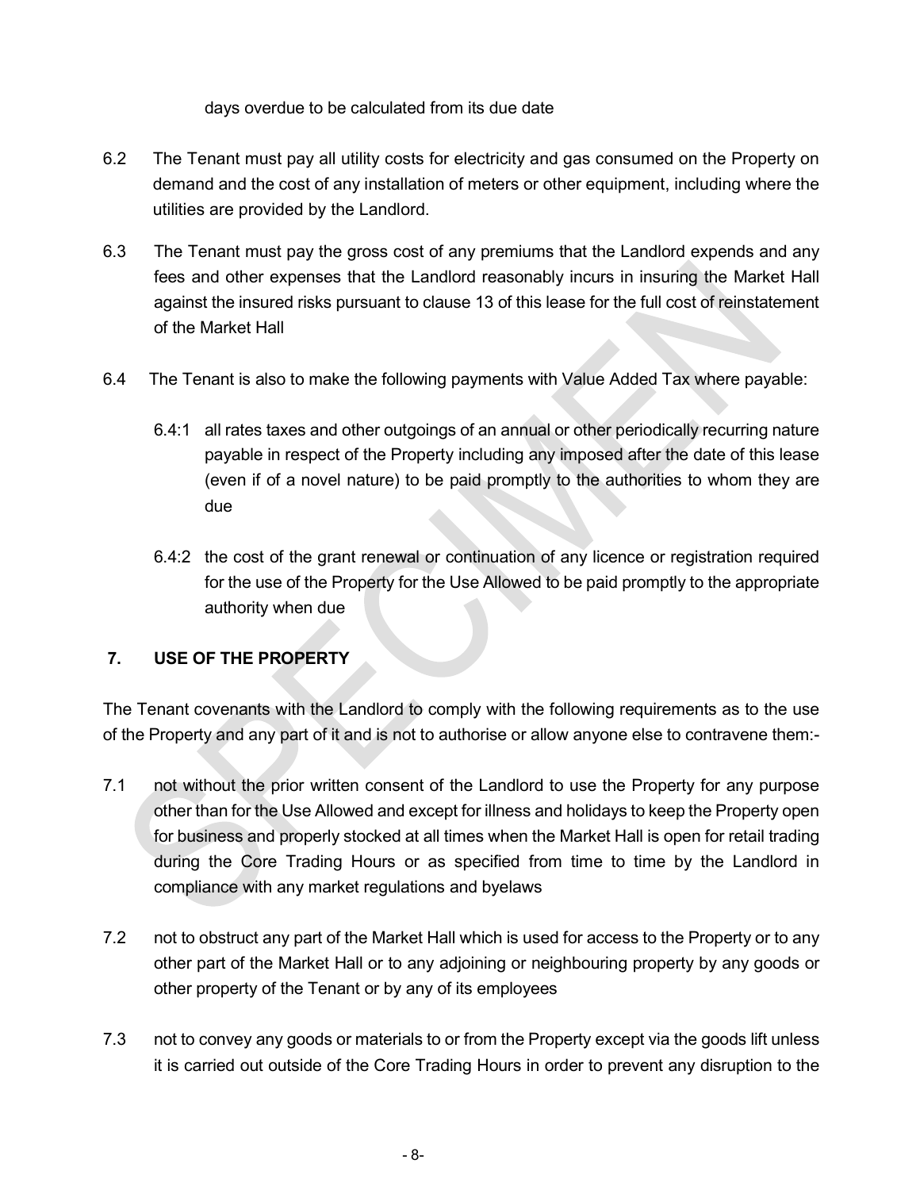days overdue to be calculated from its due date

6.2 The Tenant must pay all utility costs for electricity and gas consumed on the Property on demand and the cost of any installation of meters or other equipment, including where the utilities are provided by the Landlord.

6.3 The Tenant must pay the gross cost of any premiums that the Landlord expends and any fees and other expenses that the Landlord reasonably incurs in insuring the Market Hall against the insured risks pursuant to clause 13 of this lease for the full cost of reinstatement of the Market Hall

6.4 The Tenant is also to make the following payments with Value Added Tax where payable:

6.4:1 all rates taxes and other outgoings of an annual or other periodically recurring nature payable in respect of the Property including any imposed after the date of this lease (even if of a novel nature) to be paid promptly to the authorities to whom they are due

6.4:2 the cost of the grant renewal or continuation of any licence or registration required for the use of the Property for the Use Allowed to be paid promptly to the appropriate authority when due

## 7. USE OF THE PROPERTY

The Tenant covenants with the Landlord to comply with the following requirements as to the use of the Property and any part of it and is not to authorise or allow anyone else to contravene them:-

7.1 not without the prior written consent of the Landlord to use the Property for any purpose other than for the Use Allowed and except for illness and holidays to keep the Property open for business and properly stocked at all times when the Market Hall is open for retail trading during the Core Trading Hours or as specified from time to time by the Landlord in compliance with any market regulations and byelaws

7.2 not to obstruct any part of the Market Hall which is used for access to the Property or to any other part of the Market Hall or to any adjoining or neighbouring property by any goods or other property of the Tenant or by any of its employees

7.3 not to convey any goods or materials to or from the Property except via the goods lift unless it is carried out outside of the Core Trading Hours in order to prevent any disruption to the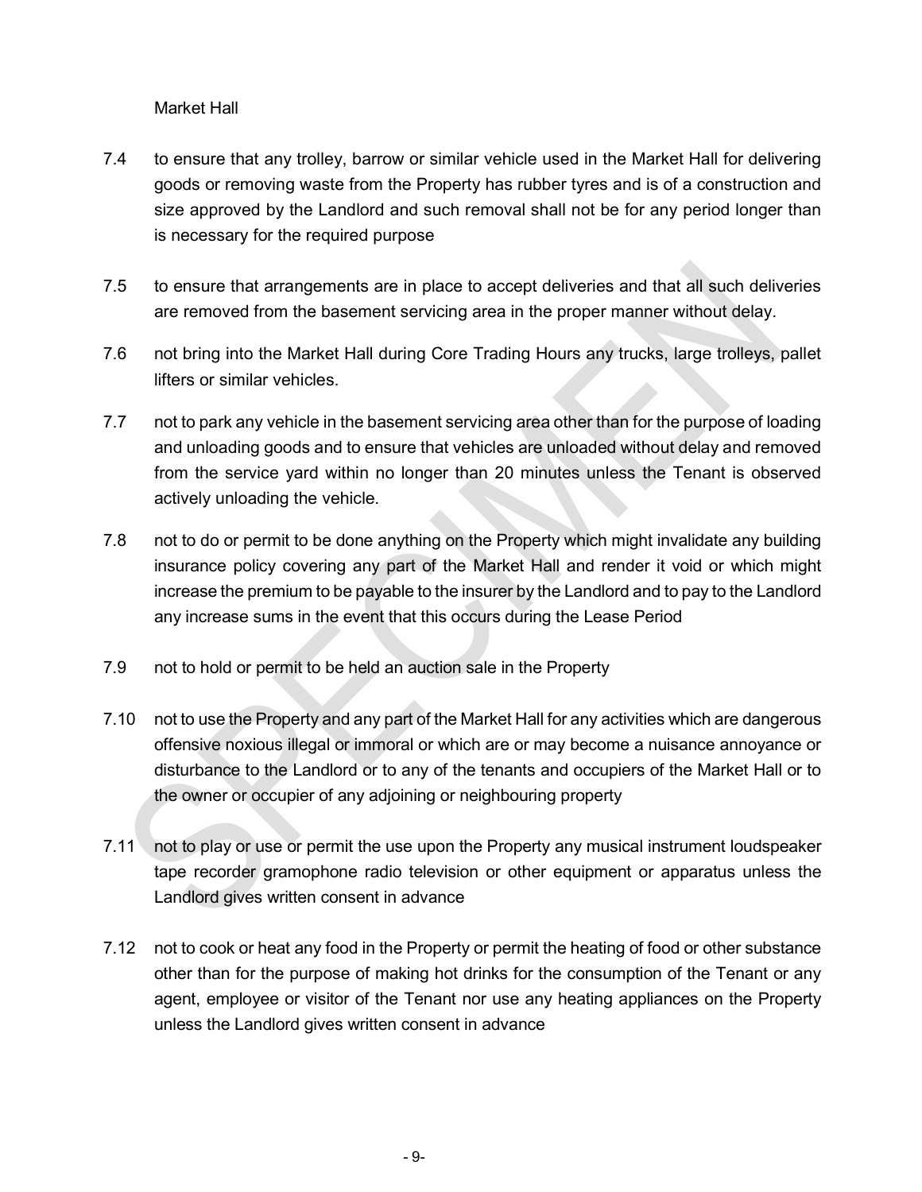Market Hall

7.4 to ensure that any trolley, barrow or similar vehicle used in the Market Hall for delivering goods or removing waste from the Property has rubber tyres and is of a construction and size approved by the Landlord and such removal shall not be for any period longer than is necessary for the required purpose

7.5 to ensure that arrangements are in place to accept deliveries and that all such deliveries are removed from the basement servicing area in the proper manner without delay.

7.6 not bring into the Market Hall during Core Trading Hours any trucks, large trolleys, pallet lifters or similar vehicles.

7.7 not to park any vehicle in the basement servicing area other than for the purpose of loading and unloading goods and to ensure that vehicles are unloaded without delay and removed from the service yard within no longer than 20 minutes unless the Tenant is observed actively unloading the vehicle.

7.8 not to do or permit to be done anything on the Property which might invalidate any building insurance policy covering any part of the Market Hall and render it void or which might increase the premium to be payable to the insurer by the Landlord and to pay to the Landlord any increase sums in the event that this occurs during the Lease Period

7.9 not to hold or permit to be held an auction sale in the Property

7.10 not to use the Property and any part of the Market Hall for any activities which are dangerous offensive noxious illegal or immoral or which are or may become a nuisance annoyance or disturbance to the Landlord or to any of the tenants and occupiers of the Market Hall or to the owner or occupier of any adjoining or neighbouring property

7.11 not to play or use or permit the use upon the Property any musical instrument loudspeaker tape recorder gramophone radio television or other equipment or apparatus unless the Landlord gives written consent in advance

7.12 not to cook or heat any food in the Property or permit the heating of food or other substance other than for the purpose of making hot drinks for the consumption of the Tenant or any agent, employee or visitor of the Tenant nor use any heating appliances on the Property unless the Landlord gives written consent in advance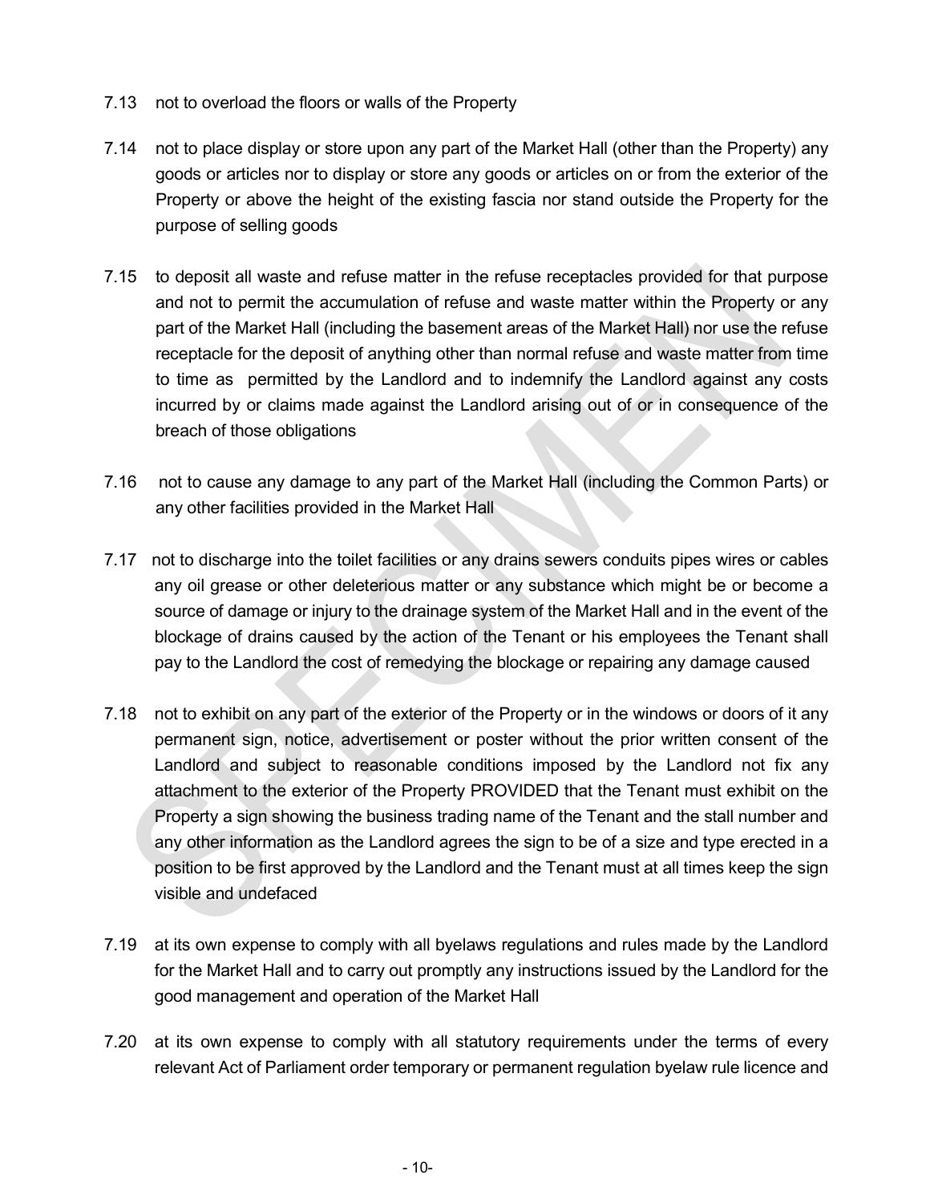7.13 not to overload the floors or walls of the Property

7.14 not to place display or store upon any part of the Market Hall (other than the Property) any goods or articles nor to display or store any goods or articles on or from the exterior of the Property or above the height of the existing fascia nor stand outside the Property for the purpose of selling goods

7.15 to deposit all waste and refuse matter in the refuse receptacles provided for that purpose and not to permit the accumulation of refuse and waste matter within the Property or any part of the Market Hall (including the basement areas of the Market Hall) nor use the refuse receptacle for the deposit of anything other than normal refuse and waste matter from time to time as permitted by the Landlord and to indemnify the Landlord against any costs incurred by or claims made against the Landlord arising out of or in consequence of the breach of those obligations

7.16 not to cause any damage to any part of the Market Hall (including the Common Parts) or any other facilities provided in the Market Hall

7.17 not to discharge into the toilet facilities or any drains sewers conduits pipes wires or cables any oil grease or other deleterious matter or any substance which might be or become a source of damage or injury to the drainage system of the Market Hall and in the event of the blockage of drains caused by the action of the Tenant or his employees the Tenant shall pay to the Landlord the cost of remedying the blockage or repairing any damage caused

7.18 not to exhibit on any part of the exterior of the Property or in the windows or doors of it any permanent sign, notice, advertisement or poster without the prior written consent of the Landlord and subject to reasonable conditions imposed by the Landlord not fix any attachment to the exterior of the Property PROVIDED that the Tenant must exhibit on the Property a sign showing the business trading name of the Tenant and the stall number and any other information as the Landlord agrees the sign to be of a size and type erected in a position to be first approved by the Landlord and the Tenant must at all times keep the sign visible and undefaced

7.19 at its own expense to comply with all byelaws regulations and rules made by the Landlord for the Market Hall and to carry out promptly any instructions issued by the Landlord for the good management and operation of the Market Hall

7.20 at its own expense to comply with all statutory requirements under the terms of every relevant Act of Parliament order temporary or permanent regulation byelaw rule licence and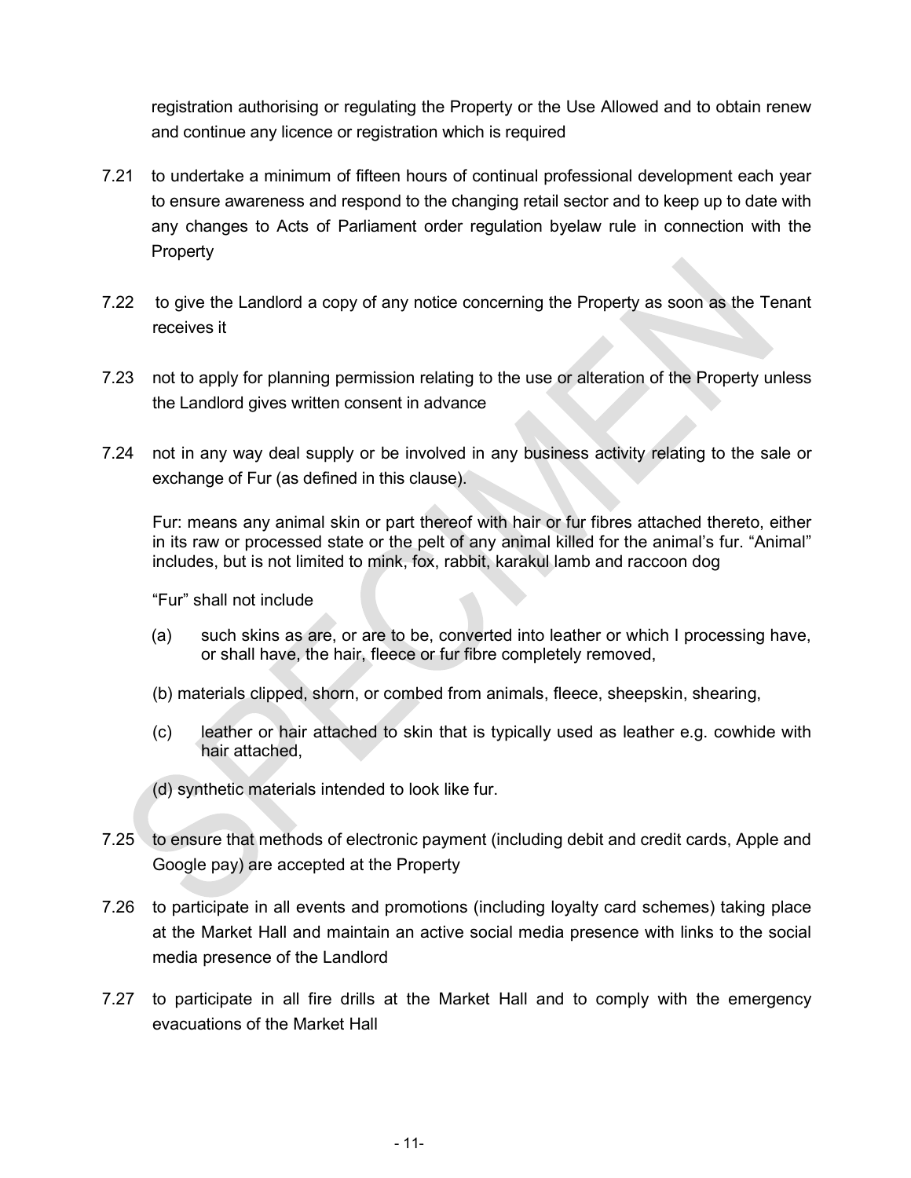registration authorising or regulating the Property or the Use Allowed and to obtain renew and continue any licence or registration which is required

7.21 to undertake a minimum of fifteen hours of continual professional development each year to ensure awareness and respond to the changing retail sector and to keep up to date with any changes to Acts of Parliament order regulation byelaw rule in connection with the Property

7.22 to give the Landlord a copy of any notice concerning the Property as soon as the Tenant receives it

7.23 not to apply for planning permission relating to the use or alteration of the Property unless the Landlord gives written consent in advance

7.24 not in any way deal supply or be involved in any business activity relating to the sale or exchange of Fur (as defined in this clause).

Fur: means any animal skin or part thereof with hair or fur fibres attached thereto, either in its raw or processed state or the pelt of any animal killed for the animal's fur. "Animal" includes, but is not limited to mink, fox, rabbit, karakul lamb and raccoon dog

"Fur" shall not include

(a) such skins as are, or are to be, converted into leather or which I processing have, or shall have, the hair, fleece or fur fibre completely removed,

(b) materials clipped, shorn, or combed from animals, fleece, sheepskin, shearing,

(c) leather or hair attached to skin that is typically used as leather e.g. cowhide with hair attached,

(d) synthetic materials intended to look like fur.

7.25 to ensure that methods of electronic payment (including debit and credit cards, Apple and Google pay) are accepted at the Property

7.26 to participate in all events and promotions (including loyalty card schemes) taking place at the Market Hall and maintain an active social media presence with links to the social media presence of the Landlord

7.27 to participate in all fire drills at the Market Hall and to comply with the emergency evacuations of the Market Hall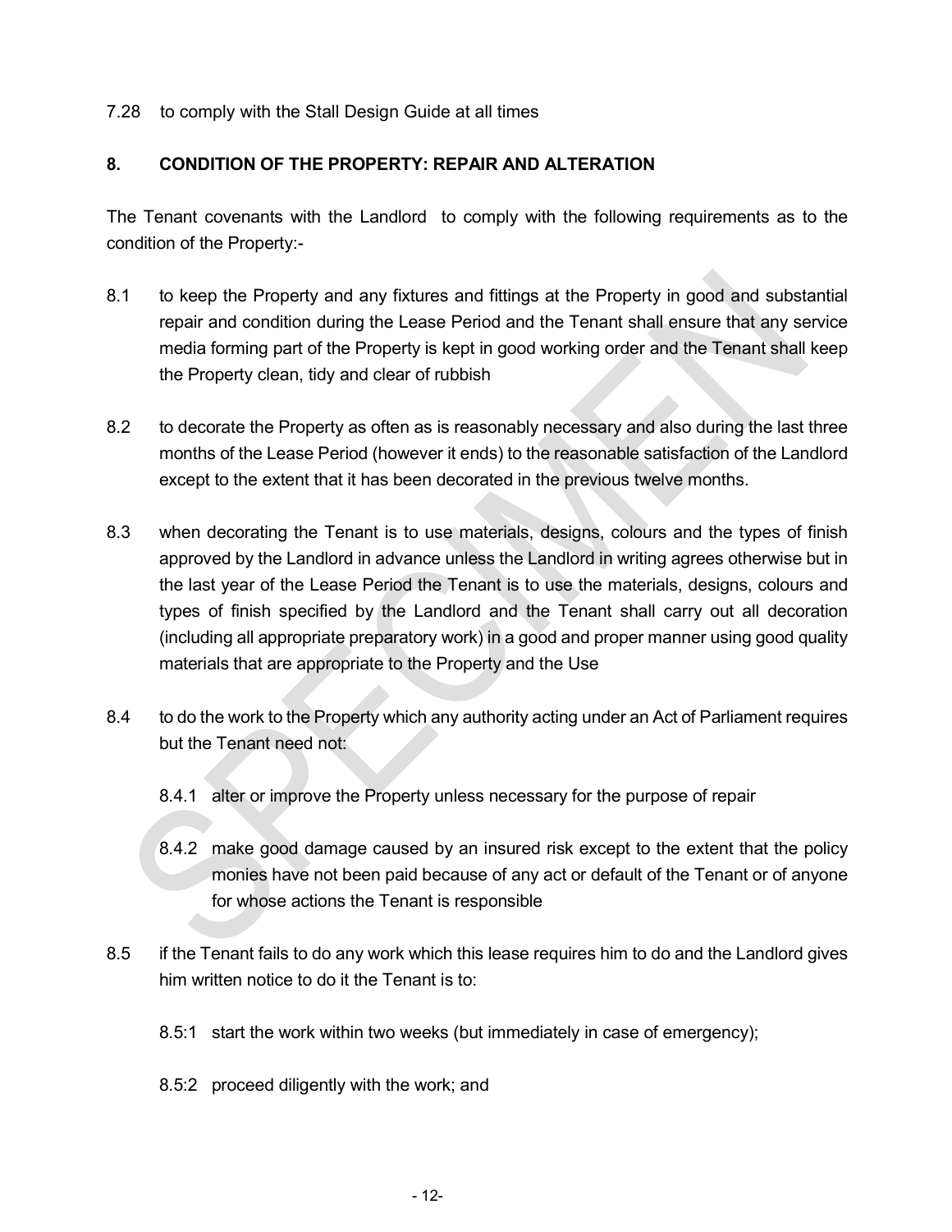7.28 to comply with the Stall Design Guide at all times

## 8. CONDITION OF THE PROPERTY: REPAIR AND ALTERATION

The Tenant covenants with the Landlord to comply with the following requirements as to the condition of the Property:-

8.1 to keep the Property and any fixtures and fittings at the Property in good and substantial repair and condition during the Lease Period and the Tenant shall ensure that any service media forming part of the Property is kept in good working order and the Tenant shall keep the Property clean, tidy and clear of rubbish

8.2 to decorate the Property as often as is reasonably necessary and also during the last three months of the Lease Period (however it ends) to the reasonable satisfaction of the Landlord except to the extent that it has been decorated in the previous twelve months.

8.3 when decorating the Tenant is to use materials, designs, colours and the types of finish approved by the Landlord in advance unless the Landlord in writing agrees otherwise but in the last year of the Lease Period the Tenant is to use the materials, designs, colours and types of finish specified by the Landlord and the Tenant shall carry out all decoration (including all appropriate preparatory work) in a good and proper manner using good quality materials that are appropriate to the Property and the Use

8.4 to do the work to the Property which any authority acting under an Act of Parliament requires but the Tenant need not:

8.4.1 alter or improve the Property unless necessary for the purpose of repair

8.4.2 make good damage caused by an insured risk except to the extent that the policy monies have not been paid because of any act or default of the Tenant or of anyone for whose actions the Tenant is responsible

8.5 if the Tenant fails to do any work which this lease requires him to do and the Landlord gives him written notice to do it the Tenant is to:

8.5:1 start the work within two weeks (but immediately in case of emergency);

8.5:2 proceed diligently with the work; and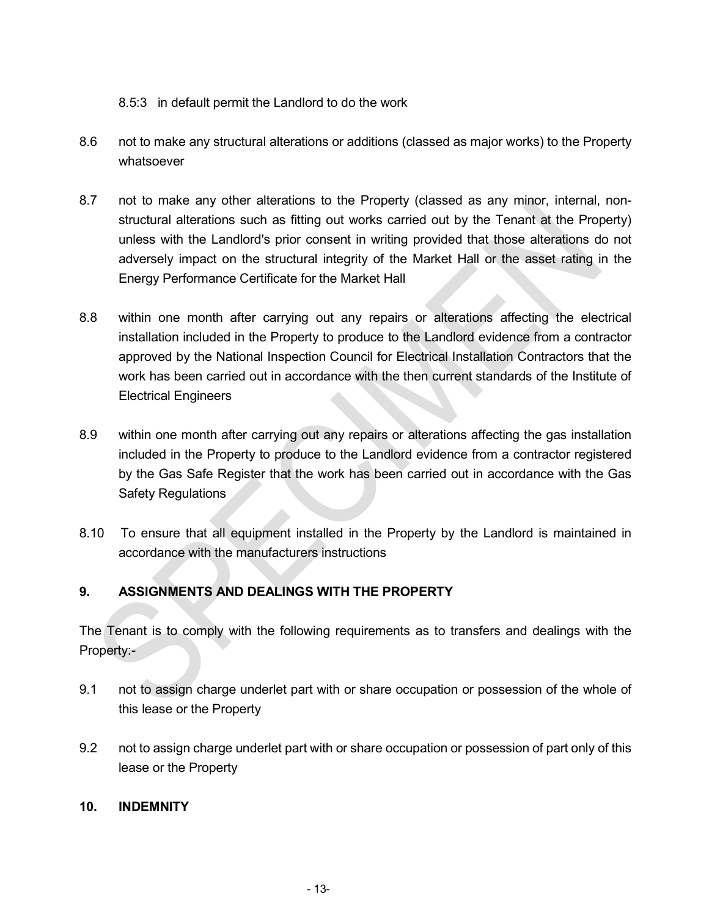8.5:3 in default permit the Landlord to do the work

8.6 not to make any structural alterations or additions (classed as major works) to the Property whatsoever

8.7 not to make any other alterations to the Property (classed as any minor, internal, non-structural alterations such as fitting out works carried out by the Tenant at the Property) unless with the Landlord's prior consent in writing provided that those alterations do not adversely impact on the structural integrity of the Market Hall or the asset rating in the Energy Performance Certificate for the Market Hall

8.8 within one month after carrying out any repairs or alterations affecting the electrical installation included in the Property to produce to the Landlord evidence from a contractor approved by the National Inspection Council for Electrical Installation Contractors that the work has been carried out in accordance with the then current standards of the Institute of Electrical Engineers

8.9 within one month after carrying out any repairs or alterations affecting the gas installation included in the Property to produce to the Landlord evidence from a contractor registered by the Gas Safe Register that the work has been carried out in accordance with the Gas Safety Regulations

8.10 To ensure that all equipment installed in the Property by the Landlord is maintained in accordance with the manufacturers instructions

## 9. ASSIGNMENTS AND DEALINGS WITH THE PROPERTY

The Tenant is to comply with the following requirements as to transfers and dealings with the Property:-

9.1 not to assign charge underlet part with or share occupation or possession of the whole of this lease or the Property

9.2 not to assign charge underlet part with or share occupation or possession of part only of this lease or the Property

## 10. INDEMNITY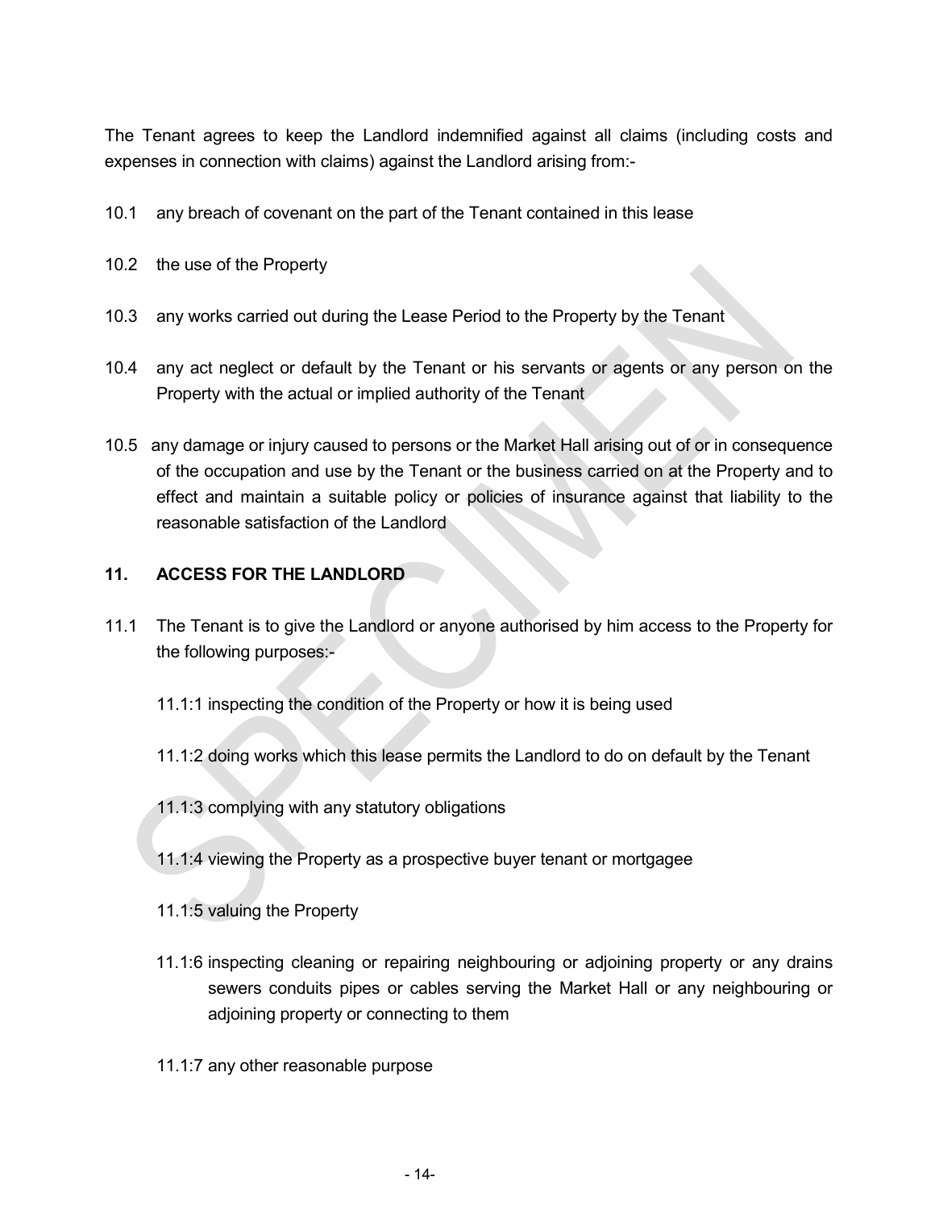The Tenant agrees to keep the Landlord indemnified against all claims (including costs and expenses in connection with claims) against the Landlord arising from:-

10.1 any breach of covenant on the part of the Tenant contained in this lease

10.2 the use of the Property

10.3 any works carried out during the Lease Period to the Property by the Tenant

10.4 any act neglect or default by the Tenant or his servants or agents or any person on the Property with the actual or implied authority of the Tenant

10.5 any damage or injury caused to persons or the Market Hall arising out of or in consequence of the occupation and use by the Tenant or the business carried on at the Property and to effect and maintain a suitable policy or policies of insurance against that liability to the reasonable satisfaction of the Landlord

## 11. ACCESS FOR THE LANDLORD

11.1 The Tenant is to give the Landlord or anyone authorised by him access to the Property for the following purposes:-

11.1:1 inspecting the condition of the Property or how it is being used

11.1:2 doing works which this lease permits the Landlord to do on default by the Tenant

11.1:3 complying with any statutory obligations

11.1:4 viewing the Property as a prospective buyer tenant or mortgagee

11.1:5 valuing the Property

11.1:6 inspecting cleaning or repairing neighbouring or adjoining property or any drains sewers conduits pipes or cables serving the Market Hall or any neighbouring or adjoining property or connecting to them

11.1:7 any other reasonable purpose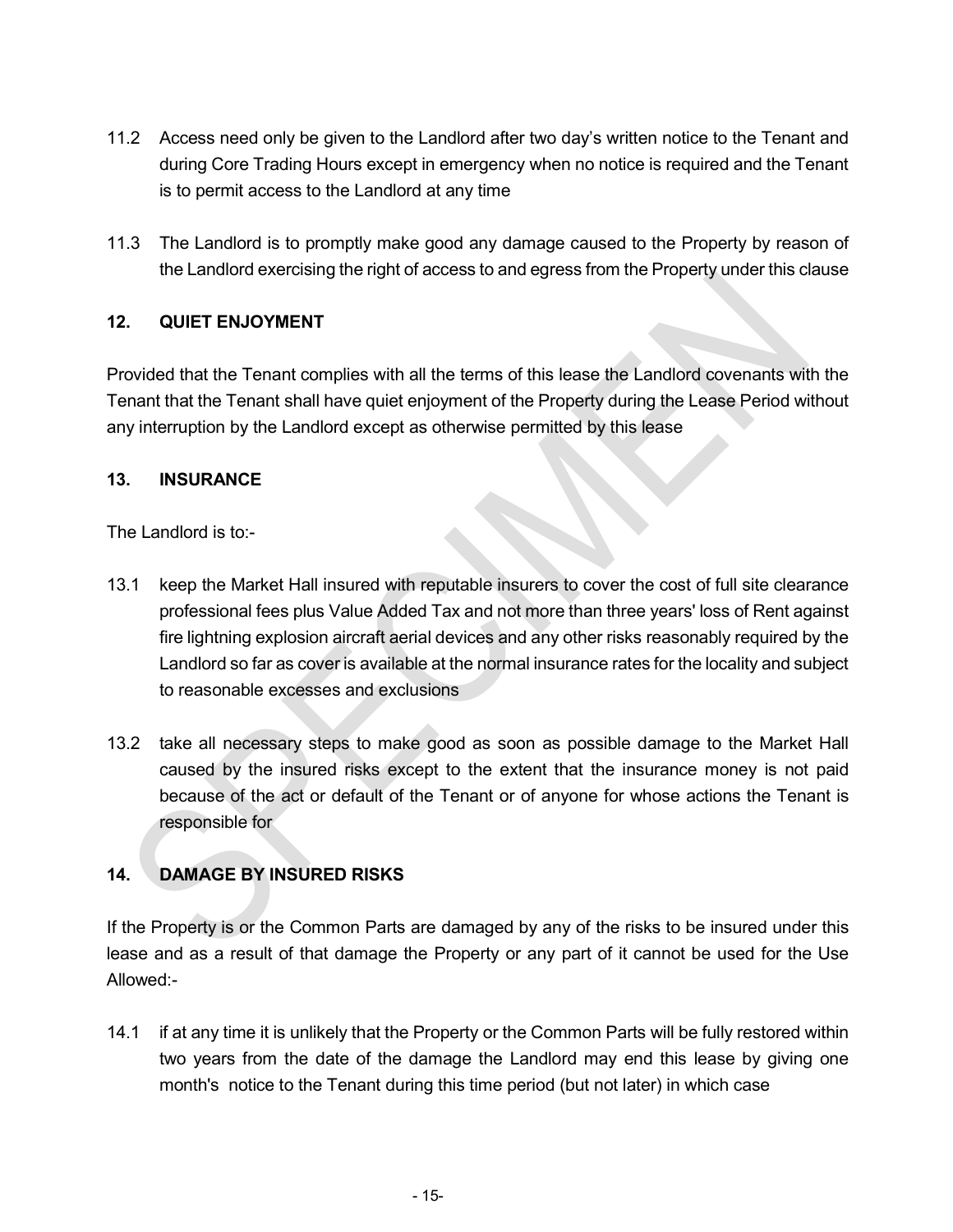11.2 Access need only be given to the Landlord after two day's written notice to the Tenant and during Core Trading Hours except in emergency when no notice is required and the Tenant is to permit access to the Landlord at any time

11.3 The Landlord is to promptly make good any damage caused to the Property by reason of the Landlord exercising the right of access to and egress from the Property under this clause

## 12. QUIET ENJOYMENT

Provided that the Tenant complies with all the terms of this lease the Landlord covenants with the Tenant that the Tenant shall have quiet enjoyment of the Property during the Lease Period without any interruption by the Landlord except as otherwise permitted by this lease

## 13. INSURANCE

The Landlord is to:-

13.1 keep the Market Hall insured with reputable insurers to cover the cost of full site clearance professional fees plus Value Added Tax and not more than three years' loss of Rent against fire lightning explosion aircraft aerial devices and any other risks reasonably required by the Landlord so far as cover is available at the normal insurance rates for the locality and subject to reasonable excesses and exclusions

13.2 take all necessary steps to make good as soon as possible damage to the Market Hall caused by the insured risks except to the extent that the insurance money is not paid because of the act or default of the Tenant or of anyone for whose actions the Tenant is responsible for

## 14. DAMAGE BY INSURED RISKS

If the Property is or the Common Parts are damaged by any of the risks to be insured under this lease and as a result of that damage the Property or any part of it cannot be used for the Use Allowed:-

14.1 if at any time it is unlikely that the Property or the Common Parts will be fully restored within two years from the date of the damage the Landlord may end this lease by giving one month's notice to the Tenant during this time period (but not later) in which case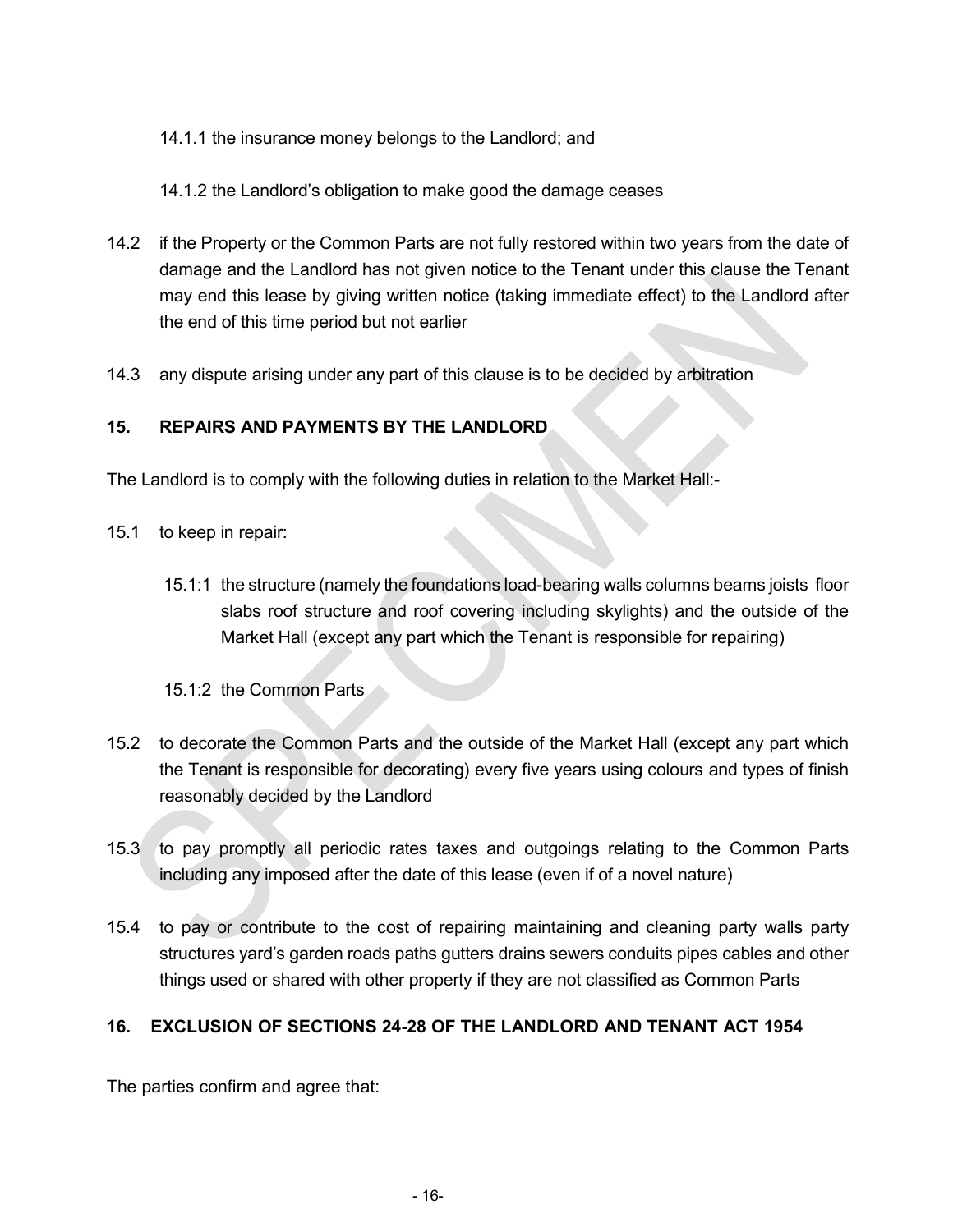14.1.1 the insurance money belongs to the Landlord; and

14.1.2 the Landlord's obligation to make good the damage ceases

14.2 if the Property or the Common Parts are not fully restored within two years from the date of damage and the Landlord has not given notice to the Tenant under this clause the Tenant may end this lease by giving written notice (taking immediate effect) to the Landlord after the end of this time period but not earlier

14.3 any dispute arising under any part of this clause is to be decided by arbitration

## 15. REPAIRS AND PAYMENTS BY THE LANDLORD

The Landlord is to comply with the following duties in relation to the Market Hall:-

15.1 to keep in repair:

15.1:1 the structure (namely the foundations load-bearing walls columns beams joists floor slabs roof structure and roof covering including skylights) and the outside of the Market Hall (except any part which the Tenant is responsible for repairing)

15.1:2 the Common Parts

15.2 to decorate the Common Parts and the outside of the Market Hall (except any part which the Tenant is responsible for decorating) every five years using colours and types of finish reasonably decided by the Landlord

15.3 to pay promptly all periodic rates taxes and outgoings relating to the Common Parts including any imposed after the date of this lease (even if of a novel nature)

15.4 to pay or contribute to the cost of repairing maintaining and cleaning party walls party structures yard's garden roads paths gutters drains sewers conduits pipes cables and other things used or shared with other property if they are not classified as Common Parts

## 16. EXCLUSION OF SECTIONS 24-28 OF THE LANDLORD AND TENANT ACT 1954

The parties confirm and agree that: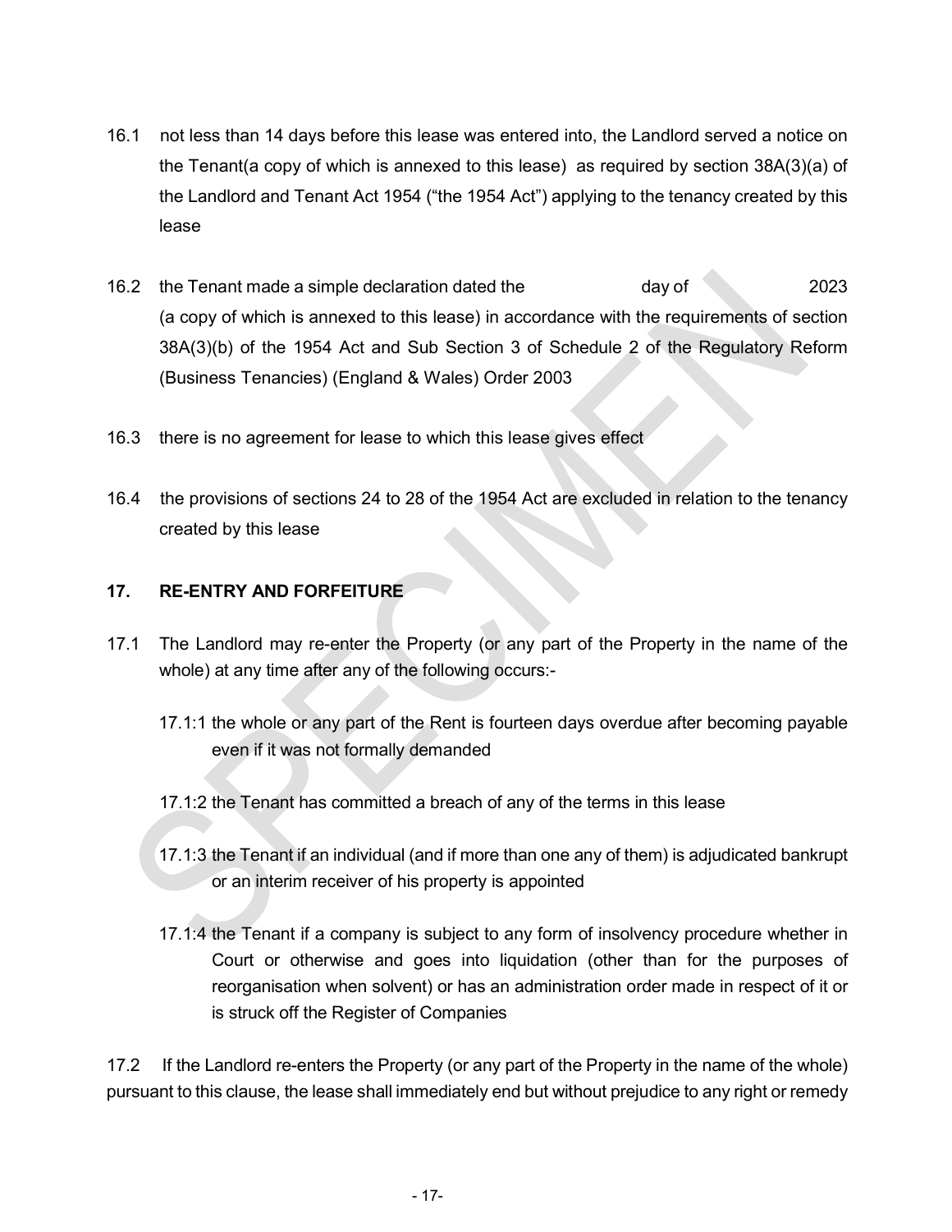16.1 not less than 14 days before this lease was entered into, the Landlord served a notice on the Tenant(a copy of which is annexed to this lease) as required by section 38A(3)(a) of the Landlord and Tenant Act 1954 ("the 1954 Act") applying to the tenancy created by this lease

16.2 the Tenant made a simple declaration dated the day of 2023 (a copy of which is annexed to this lease) in accordance with the requirements of section 38A(3)(b) of the 1954 Act and Sub Section 3 of Schedule 2 of the Regulatory Reform (Business Tenancies) (England & Wales) Order 2003

16.3 there is no agreement for lease to which this lease gives effect

16.4 the provisions of sections 24 to 28 of the 1954 Act are excluded in relation to the tenancy created by this lease

## 17. RE-ENTRY AND FORFEITURE

17.1 The Landlord may re-enter the Property (or any part of the Property in the name of the whole) at any time after any of the following occurs:-

17.1:1 the whole or any part of the Rent is fourteen days overdue after becoming payable even if it was not formally demanded

17.1:2 the Tenant has committed a breach of any of the terms in this lease

17.1:3 the Tenant if an individual (and if more than one any of them) is adjudicated bankrupt or an interim receiver of his property is appointed

17.1:4 the Tenant if a company is subject to any form of insolvency procedure whether in Court or otherwise and goes into liquidation (other than for the purposes of reorganisation when solvent) or has an administration order made in respect of it or is struck off the Register of Companies

17.2 If the Landlord re-enters the Property (or any part of the Property in the name of the whole) pursuant to this clause, the lease shall immediately end but without prejudice to any right or remedy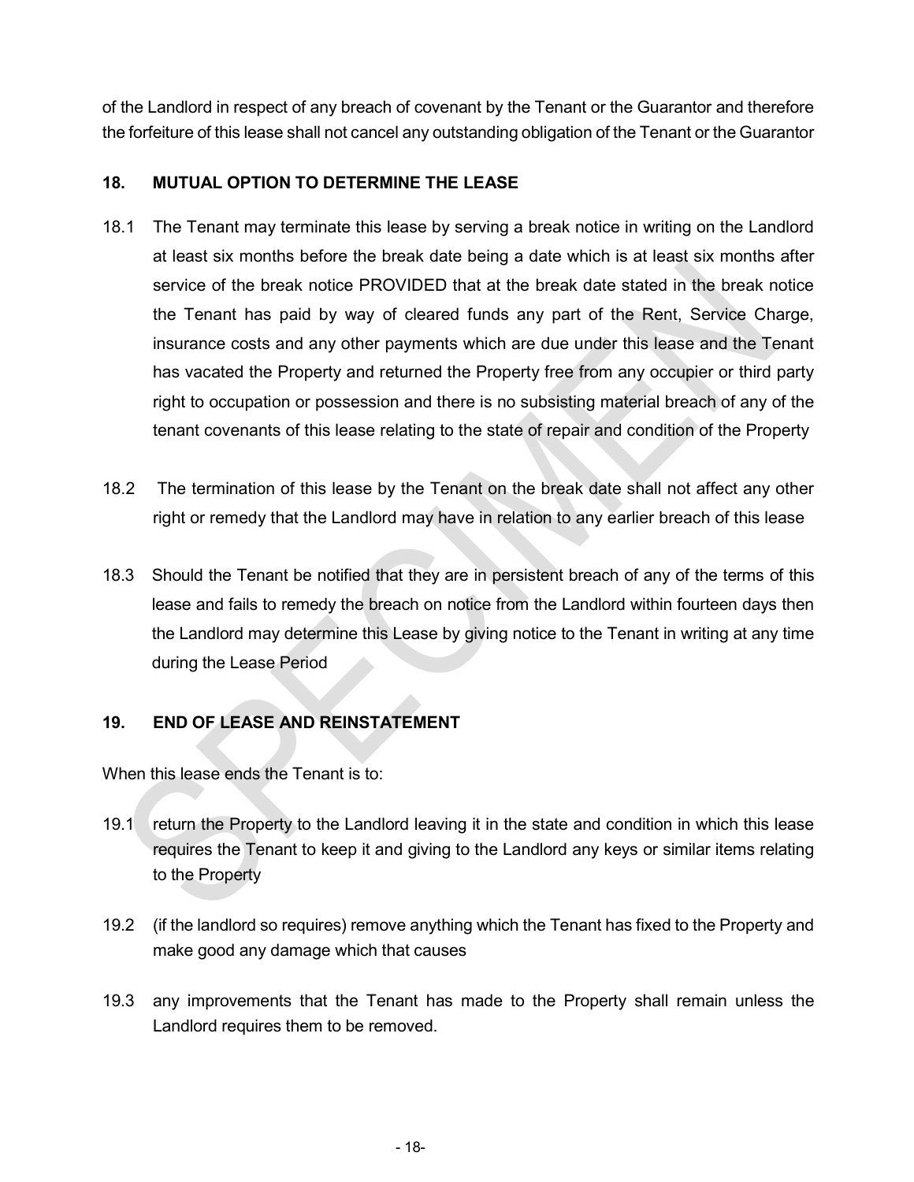of the Landlord in respect of any breach of covenant by the Tenant or the Guarantor and therefore the forfeiture of this lease shall not cancel any outstanding obligation of the Tenant or the Guarantor

## 18. MUTUAL OPTION TO DETERMINE THE LEASE

18.1 The Tenant may terminate this lease by serving a break notice in writing on the Landlord at least six months before the break date being a date which is at least six months after service of the break notice PROVIDED that at the break date stated in the break notice the Tenant has paid by way of cleared funds any part of the Rent, Service Charge, insurance costs and any other payments which are due under this lease and the Tenant has vacated the Property and returned the Property free from any occupier or third party right to occupation or possession and there is no subsisting material breach of any of the tenant covenants of this lease relating to the state of repair and condition of the Property

18.2 The termination of this lease by the Tenant on the break date shall not affect any other right or remedy that the Landlord may have in relation to any earlier breach of this lease

18.3 Should the Tenant be notified that they are in persistent breach of any of the terms of this lease and fails to remedy the breach on notice from the Landlord within fourteen days then the Landlord may determine this Lease by giving notice to the Tenant in writing at any time during the Lease Period

## 19. END OF LEASE AND REINSTATEMENT

When this lease ends the Tenant is to:

19.1 return the Property to the Landlord leaving it in the state and condition in which this lease requires the Tenant to keep it and giving to the Landlord any keys or similar items relating to the Property

19.2 (if the landlord so requires) remove anything which the Tenant has fixed to the Property and make good any damage which that causes

19.3 any improvements that the Tenant has made to the Property shall remain unless the Landlord requires them to be removed.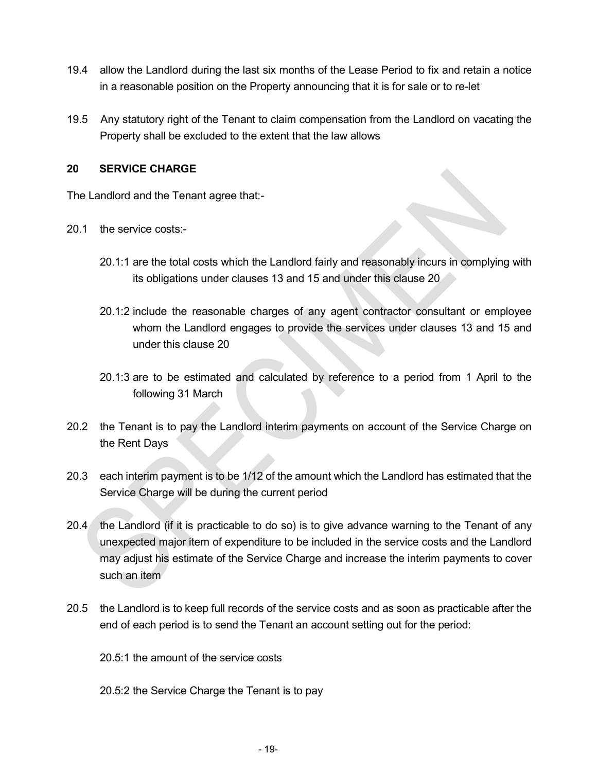19.4 allow the Landlord during the last six months of the Lease Period to fix and retain a notice in a reasonable position on the Property announcing that it is for sale or to re-let

19.5 Any statutory right of the Tenant to claim compensation from the Landlord on vacating the Property shall be excluded to the extent that the law allows

## 20 SERVICE CHARGE

The Landlord and the Tenant agree that:-

20.1 the service costs:-

20.1:1 are the total costs which the Landlord fairly and reasonably incurs in complying with its obligations under clauses 13 and 15 and under this clause 20

20.1:2 include the reasonable charges of any agent contractor consultant or employee whom the Landlord engages to provide the services under clauses 13 and 15 and under this clause 20

20.1:3 are to be estimated and calculated by reference to a period from 1 April to the following 31 March

20.2 the Tenant is to pay the Landlord interim payments on account of the Service Charge on the Rent Days

20.3 each interim payment is to be 1/12 of the amount which the Landlord has estimated that the Service Charge will be during the current period

20.4 the Landlord (if it is practicable to do so) is to give advance warning to the Tenant of any unexpected major item of expenditure to be included in the service costs and the Landlord may adjust his estimate of the Service Charge and increase the interim payments to cover such an item

20.5 the Landlord is to keep full records of the service costs and as soon as practicable after the end of each period is to send the Tenant an account setting out for the period:

20.5:1 the amount of the service costs

20.5:2 the Service Charge the Tenant is to pay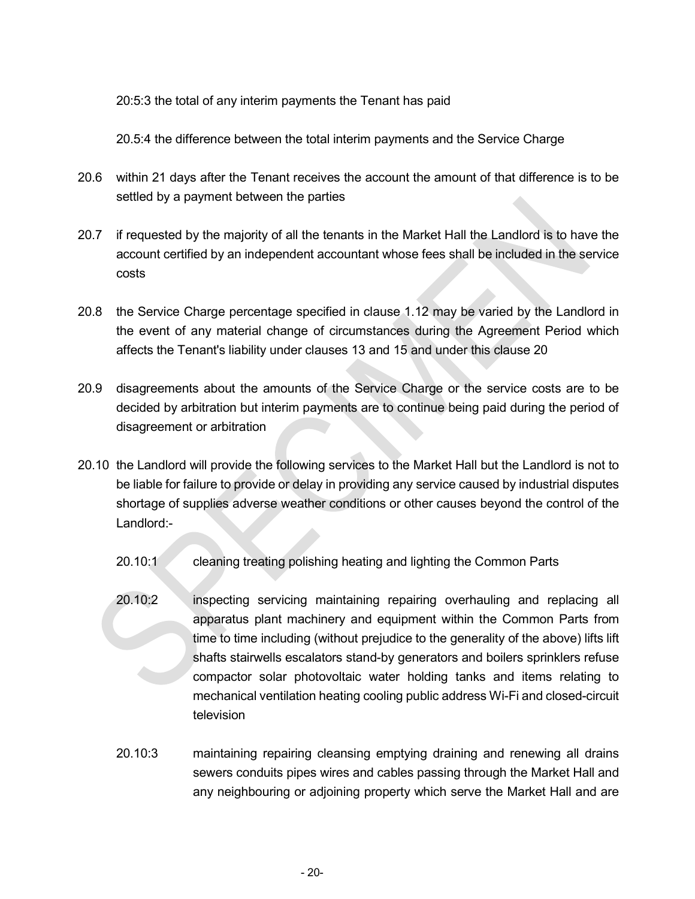20:5:3 the total of any interim payments the Tenant has paid

20.5:4 the difference between the total interim payments and the Service Charge

20.6 within 21 days after the Tenant receives the account the amount of that difference is to be settled by a payment between the parties

20.7 if requested by the majority of all the tenants in the Market Hall the Landlord is to have the account certified by an independent accountant whose fees shall be included in the service costs

20.8 the Service Charge percentage specified in clause 1.12 may be varied by the Landlord in the event of any material change of circumstances during the Agreement Period which affects the Tenant's liability under clauses 13 and 15 and under this clause 20

20.9 disagreements about the amounts of the Service Charge or the service costs are to be decided by arbitration but interim payments are to continue being paid during the period of disagreement or arbitration

20.10 the Landlord will provide the following services to the Market Hall but the Landlord is not to be liable for failure to provide or delay in providing any service caused by industrial disputes shortage of supplies adverse weather conditions or other causes beyond the control of the Landlord:-

20.10:1 cleaning treating polishing heating and lighting the Common Parts

20.10:2 inspecting servicing maintaining repairing overhauling and replacing all apparatus plant machinery and equipment within the Common Parts from time to time including (without prejudice to the generality of the above) lifts lift shafts stairwells escalators stand-by generators and boilers sprinklers refuse compactor solar photovoltaic water holding tanks and items relating to mechanical ventilation heating cooling public address Wi-Fi and closed-circuit television

20.10:3 maintaining repairing cleansing emptying draining and renewing all drains sewers conduits pipes wires and cables passing through the Market Hall and any neighbouring or adjoining property which serve the Market Hall and are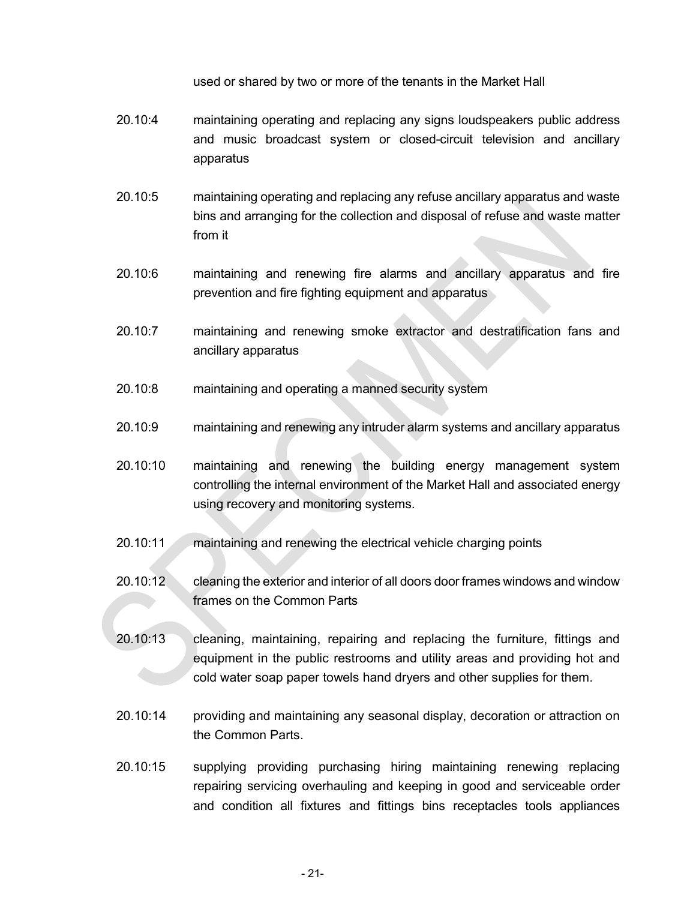used or shared by two or more of the tenants in the Market Hall

20.10:4 maintaining operating and replacing any signs loudspeakers public address and music broadcast system or closed-circuit television and ancillary apparatus

20.10:5 maintaining operating and replacing any refuse ancillary apparatus and waste bins and arranging for the collection and disposal of refuse and waste matter from it

20.10:6 maintaining and renewing fire alarms and ancillary apparatus and fire prevention and fire fighting equipment and apparatus

20.10:7 maintaining and renewing smoke extractor and destratification fans and ancillary apparatus

20.10:8 maintaining and operating a manned security system

20.10:9 maintaining and renewing any intruder alarm systems and ancillary apparatus

20.10:10 maintaining and renewing the building energy management system controlling the internal environment of the Market Hall and associated energy using recovery and monitoring systems.

20.10:11 maintaining and renewing the electrical vehicle charging points

20.10:12 cleaning the exterior and interior of all doors door frames windows and window frames on the Common Parts

20.10:13 cleaning, maintaining, repairing and replacing the furniture, fittings and equipment in the public restrooms and utility areas and providing hot and cold water soap paper towels hand dryers and other supplies for them.

20.10:14 providing and maintaining any seasonal display, decoration or attraction on the Common Parts.

20.10:15 supplying providing purchasing hiring maintaining renewing replacing repairing servicing overhauling and keeping in good and serviceable order and condition all fixtures and fittings bins receptacles tools appliances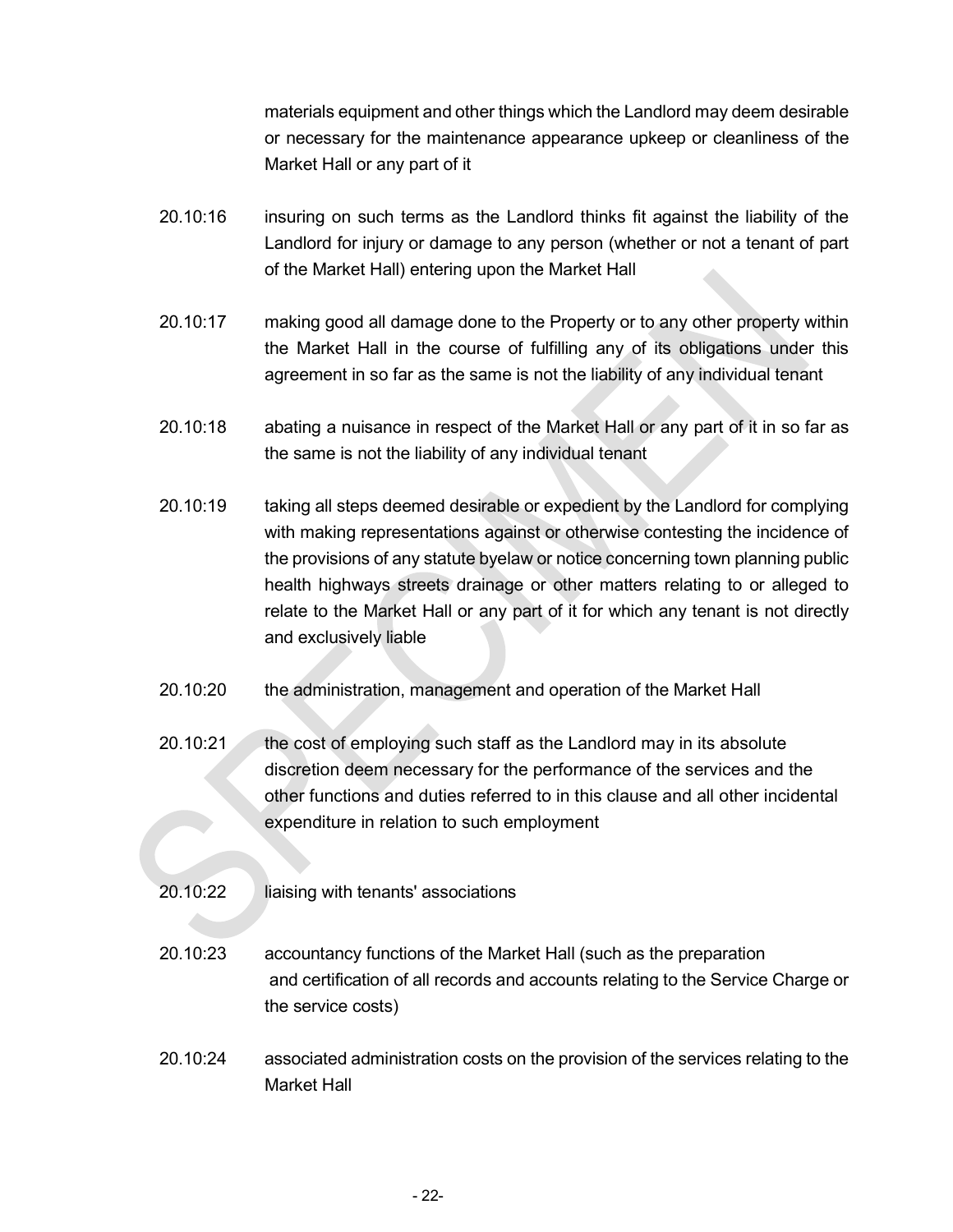materials equipment and other things which the Landlord may deem desirable or necessary for the maintenance appearance upkeep or cleanliness of the Market Hall or any part of it

20.10:16 insuring on such terms as the Landlord thinks fit against the liability of the Landlord for injury or damage to any person (whether or not a tenant of part of the Market Hall) entering upon the Market Hall

20.10:17 making good all damage done to the Property or to any other property within the Market Hall in the course of fulfilling any of its obligations under this agreement in so far as the same is not the liability of any individual tenant

20.10:18 abating a nuisance in respect of the Market Hall or any part of it in so far as the same is not the liability of any individual tenant

20.10:19 taking all steps deemed desirable or expedient by the Landlord for complying with making representations against or otherwise contesting the incidence of the provisions of any statute byelaw or notice concerning town planning public health highways streets drainage or other matters relating to or alleged to relate to the Market Hall or any part of it for which any tenant is not directly and exclusively liable

20.10:20 the administration, management and operation of the Market Hall

20.10:21 the cost of employing such staff as the Landlord may in its absolute discretion deem necessary for the performance of the services and the other functions and duties referred to in this clause and all other incidental expenditure in relation to such employment

20.10:22 liaising with tenants' associations

20.10:23 accountancy functions of the Market Hall (such as the preparation and certification of all records and accounts relating to the Service Charge or the service costs)

20.10:24 associated administration costs on the provision of the services relating to the Market Hall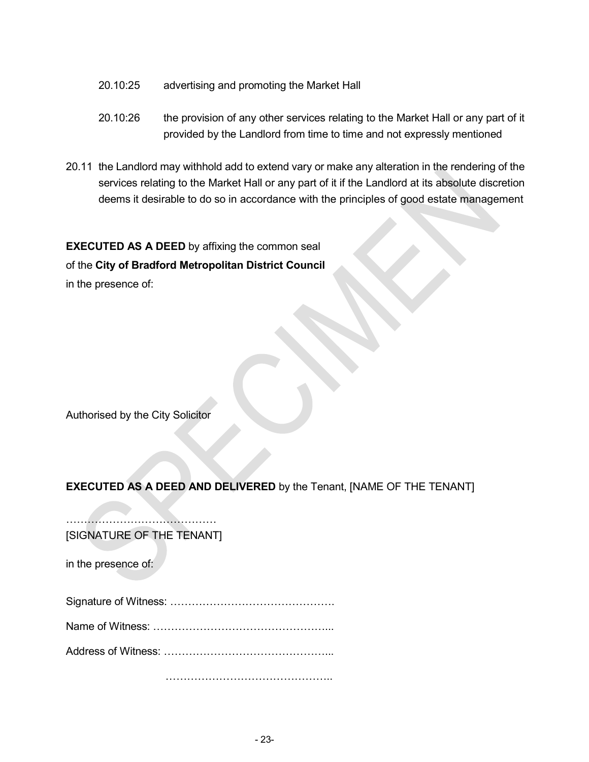20.10:25 advertising and promoting the Market Hall

20.10:26 the provision of any other services relating to the Market Hall or any part of it provided by the Landlord from time to time and not expressly mentioned

20.11 the Landlord may withhold add to extend vary or make any alteration in the rendering of the services relating to the Market Hall or any part of it if the Landlord at its absolute discretion deems it desirable to do so in accordance with the principles of good estate management

**EXECUTED AS A DEED** by affixing the common seal of the **City of Bradford Metropolitan District Council** in the presence of:

Authorised by the City Solicitor

**EXECUTED AS A DEED AND DELIVERED** by the Tenant, [NAME OF THE TENANT]

……………………………………
[SIGNATURE OF THE TENANT]

in the presence of:

Signature of Witness: ……………………………………….

Name of Witness: …………………………………………...

Address of Witness: ………………………………………...

………………………………………..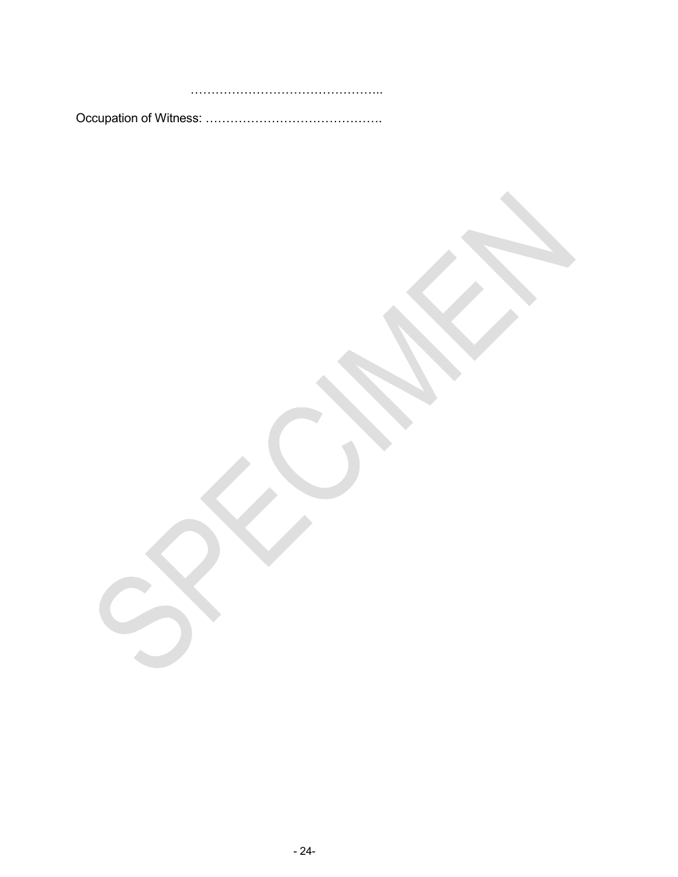…………………………………………..

Occupation of Witness: …………………………………….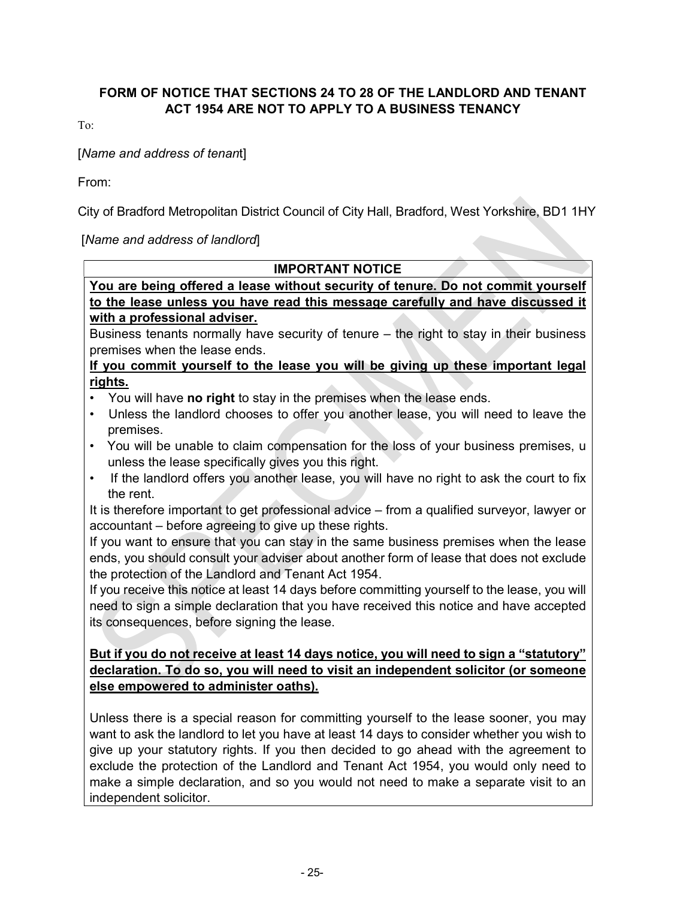**FORM OF NOTICE THAT SECTIONS 24 TO 28 OF THE LANDLORD AND TENANT ACT 1954 ARE NOT TO APPLY TO A BUSINESS TENANCY**

To:

[*Name and address of tenant*]

From:

City of Bradford Metropolitan District Council of City Hall, Bradford, West Yorkshire, BD1 1HY

[*Name and address of landlord*]

**IMPORTANT NOTICE**

**<u>You are being offered a lease without security of tenure. Do not commit yourself to the lease unless you have read this message carefully and have discussed it with a professional adviser.</u>**

Business tenants normally have security of tenure – the right to stay in their business premises when the lease ends.

**<u>If you commit yourself to the lease you will be giving up these important legal rights.</u>**

- You will have **no right** to stay in the premises when the lease ends.
- Unless the landlord chooses to offer you another lease, you will need to leave the premises.
- You will be unable to claim compensation for the loss of your business premises, u unless the lease specifically gives you this right.
- If the landlord offers you another lease, you will have no right to ask the court to fix the rent.

It is therefore important to get professional advice – from a qualified surveyor, lawyer or accountant – before agreeing to give up these rights.

If you want to ensure that you can stay in the same business premises when the lease ends, you should consult your adviser about another form of lease that does not exclude the protection of the Landlord and Tenant Act 1954.

If you receive this notice at least 14 days before committing yourself to the lease, you will need to sign a simple declaration that you have received this notice and have accepted its consequences, before signing the lease.

**<u>But if you do not receive at least 14 days notice, you will need to sign a "statutory" declaration. To do so, you will need to visit an independent solicitor (or someone else empowered to administer oaths).</u>**

Unless there is a special reason for committing yourself to the lease sooner, you may want to ask the landlord to let you have at least 14 days to consider whether you wish to give up your statutory rights. If you then decided to go ahead with the agreement to exclude the protection of the Landlord and Tenant Act 1954, you would only need to make a simple declaration, and so you would not need to make a separate visit to an independent solicitor.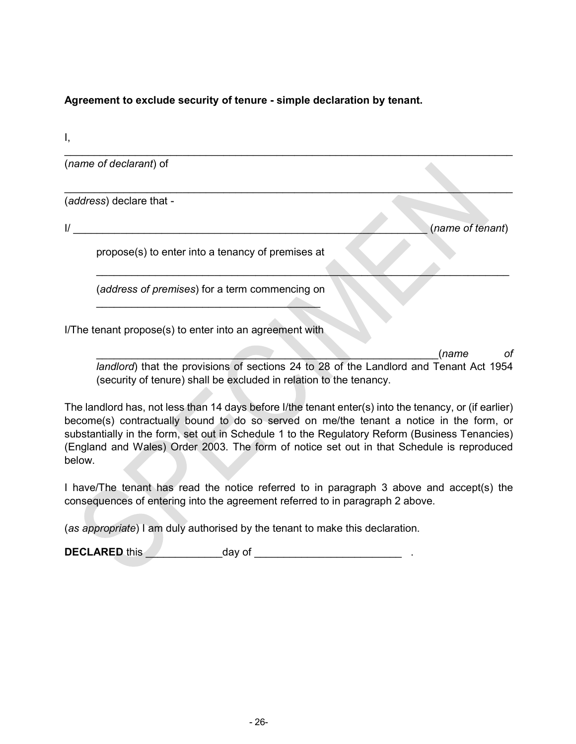**Agreement to exclude security of tenure - simple declaration by tenant.**

I,

\_\_\_\_\_\_\_\_\_\_\_\_\_\_\_\_\_\_\_\_\_\_\_\_\_\_\_\_\_\_\_\_\_\_\_\_\_\_\_\_\_\_\_\_\_\_\_\_\_\_\_\_\_\_\_\_\_\_\_\_\_\_\_\_\_\_\_\_\_\_\_\_

(*name of declarant*) of

\_\_\_\_\_\_\_\_\_\_\_\_\_\_\_\_\_\_\_\_\_\_\_\_\_\_\_\_\_\_\_\_\_\_\_\_\_\_\_\_\_\_\_\_\_\_\_\_\_\_\_\_\_\_\_\_\_\_\_\_\_\_\_\_\_\_\_\_\_\_\_\_

(*address*) declare that -

I/ \_\_\_\_\_\_\_\_\_\_\_\_\_\_\_\_\_\_\_\_\_\_\_\_\_\_\_\_\_\_\_\_\_\_\_\_\_\_\_\_\_\_\_\_\_\_\_\_\_\_\_\_\_\_\_\_\_\_\_\_ (*name of tenant*)

propose(s) to enter into a tenancy of premises at

\_\_\_\_\_\_\_\_\_\_\_\_\_\_\_\_\_\_\_\_\_\_\_\_\_\_\_\_\_\_\_\_\_\_\_\_\_\_\_\_\_\_\_\_\_\_\_\_\_\_\_\_\_\_\_\_\_\_\_\_\_\_\_\_\_\_\_\_\_\_

(*address of premises*) for a term commencing on

\_\_\_\_\_\_\_\_\_\_\_\_\_\_\_\_\_\_\_\_\_\_\_\_\_\_\_\_\_\_\_\_\_\_\_\_\_\_\_\_

I/The tenant propose(s) to enter into an agreement with

\_\_\_\_\_\_\_\_\_\_\_\_\_\_\_\_\_\_\_\_\_\_\_\_\_\_\_\_\_\_\_\_\_\_\_\_\_\_\_\_\_\_\_\_\_\_\_\_\_\_\_\_\_\_\_\_\_\_\_\_(*name of landlord*) that the provisions of sections 24 to 28 of the Landlord and Tenant Act 1954 (security of tenure) shall be excluded in relation to the tenancy.

The landlord has, not less than 14 days before I/the tenant enter(s) into the tenancy, or (if earlier) become(s) contractually bound to do so served on me/the tenant a notice in the form, or substantially in the form, set out in Schedule 1 to the Regulatory Reform (Business Tenancies) (England and Wales) Order 2003. The form of notice set out in that Schedule is reproduced below.

I have/The tenant has read the notice referred to in paragraph 3 above and accept(s) the consequences of entering into the agreement referred to in paragraph 2 above.

(*as appropriate*) I am duly authorised by the tenant to make this declaration.

**DECLARED** this \_\_\_\_\_\_\_\_\_\_\_\_\_day of \_\_\_\_\_\_\_\_\_\_\_\_\_\_\_\_\_\_\_\_\_\_\_\_\_ .